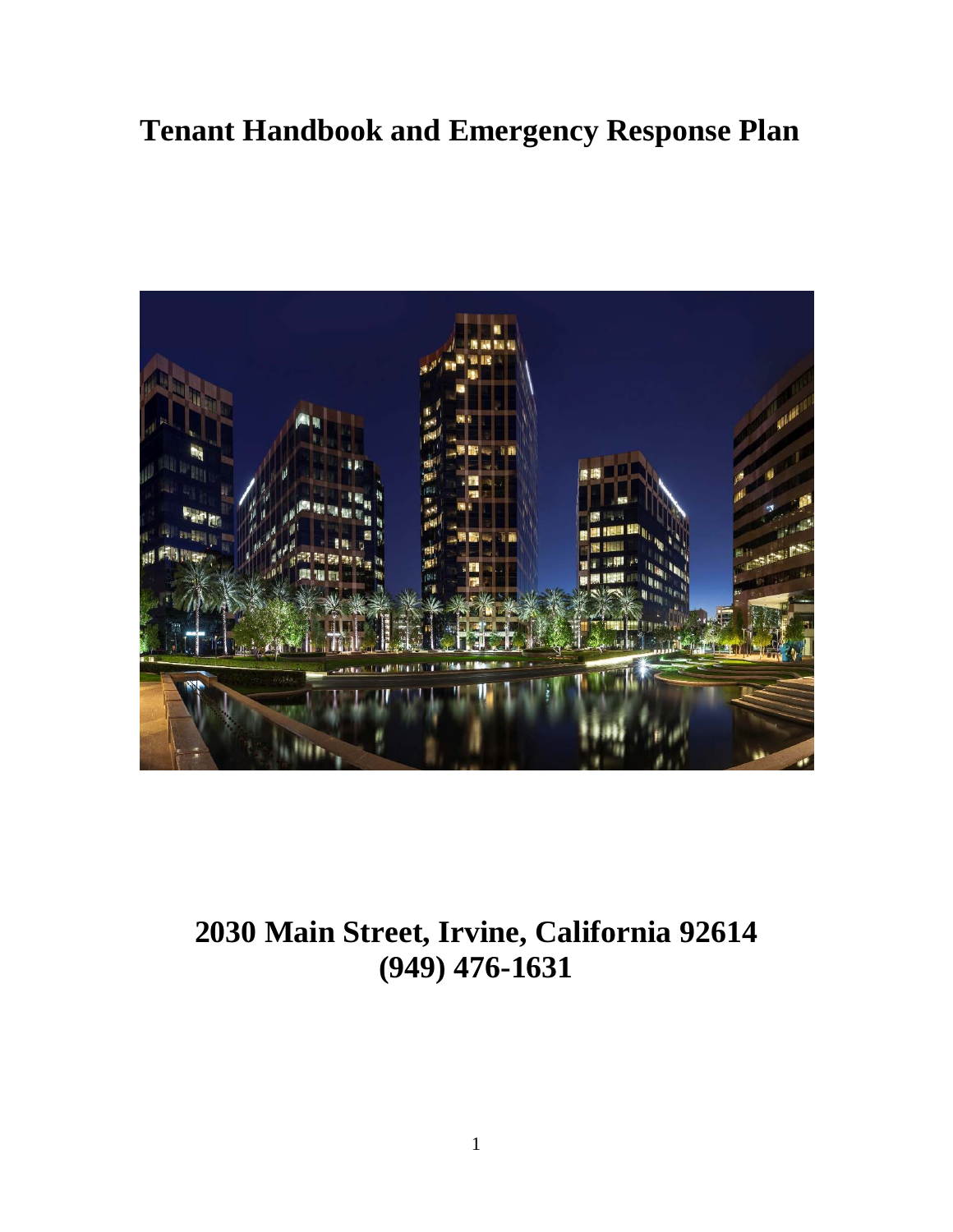# Tenant Handbook and Emergency Response Plan

## 2030 Main Street, Irvine, California 92614
## (949) 476-1631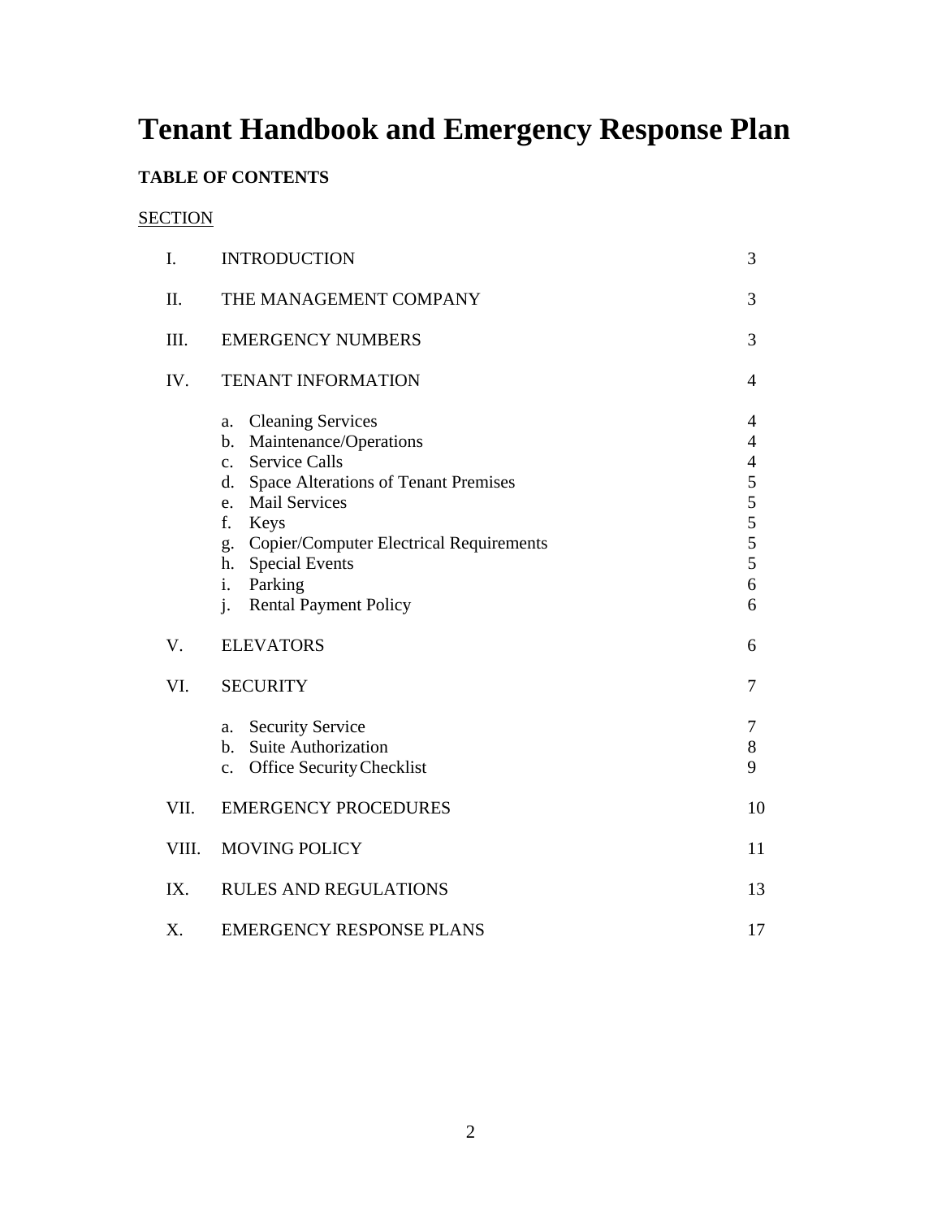# Tenant Handbook and Emergency Response Plan

**TABLE OF CONTENTS**

<u>SECTION</u>

| | | |
|---|---|---|
| I. | INTRODUCTION | 3 |
| II. | THE MANAGEMENT COMPANY | 3 |
| III. | EMERGENCY NUMBERS | 3 |
| IV. | TENANT INFORMATION | 4 |
| | a. Cleaning Services | 4 |
| | b. Maintenance/Operations | 4 |
| | c. Service Calls | 4 |
| | d. Space Alterations of Tenant Premises | 5 |
| | e. Mail Services | 5 |
| | f. Keys | 5 |
| | g. Copier/Computer Electrical Requirements | 5 |
| | h. Special Events | 5 |
| | i. Parking | 6 |
| | j. Rental Payment Policy | 6 |
| V. | ELEVATORS | 6 |
| VI. | SECURITY | 7 |
| | a. Security Service | 7 |
| | b. Suite Authorization | 8 |
| | c. Office Security Checklist | 9 |
| VII. | EMERGENCY PROCEDURES | 10 |
| VIII. | MOVING POLICY | 11 |
| IX. | RULES AND REGULATIONS | 13 |
| X. | EMERGENCY RESPONSE PLANS | 17 |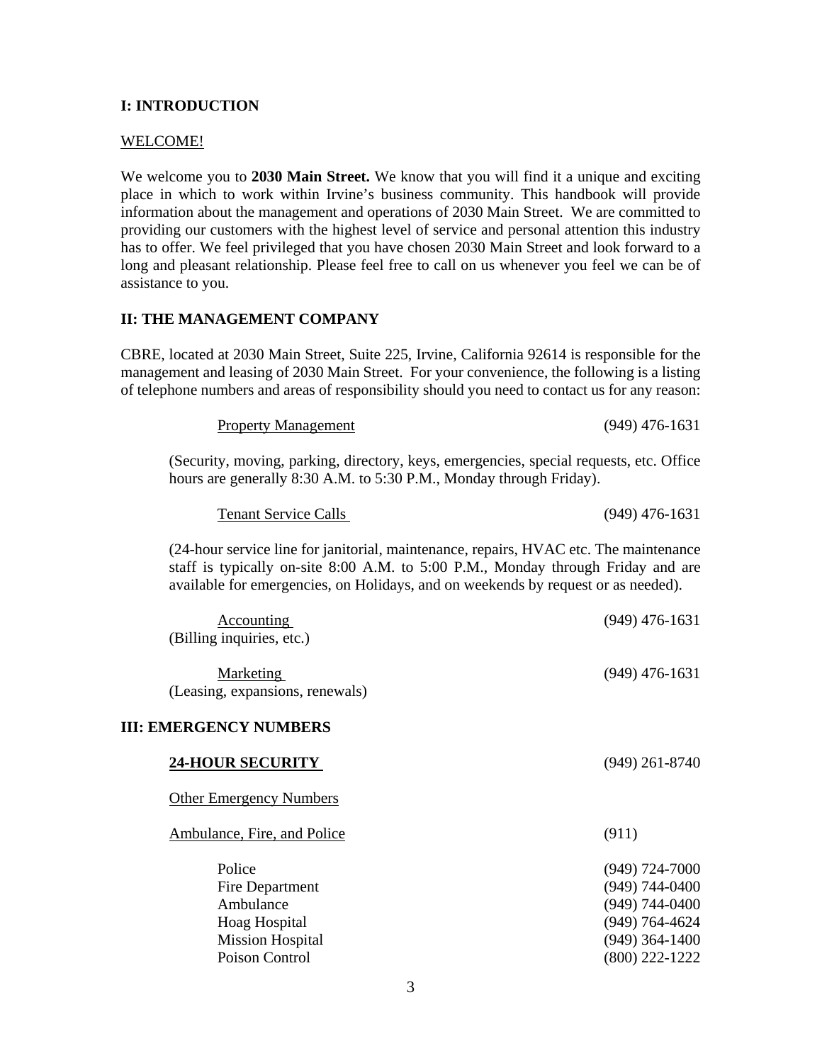## I: INTRODUCTION

WELCOME!

We welcome you to **2030 Main Street.** We know that you will find it a unique and exciting place in which to work within Irvine's business community. This handbook will provide information about the management and operations of 2030 Main Street. We are committed to providing our customers with the highest level of service and personal attention this industry has to offer. We feel privileged that you have chosen 2030 Main Street and look forward to a long and pleasant relationship. Please feel free to call on us whenever you feel we can be of assistance to you.

## II: THE MANAGEMENT COMPANY

CBRE, located at 2030 Main Street, Suite 225, Irvine, California 92614 is responsible for the management and leasing of 2030 Main Street. For your convenience, the following is a listing of telephone numbers and areas of responsibility should you need to contact us for any reason:

Property Management (949) 476-1631

(Security, moving, parking, directory, keys, emergencies, special requests, etc. Office hours are generally 8:30 A.M. to 5:30 P.M., Monday through Friday).

Tenant Service Calls (949) 476-1631

(24-hour service line for janitorial, maintenance, repairs, HVAC etc. The maintenance staff is typically on-site 8:00 A.M. to 5:00 P.M., Monday through Friday and are available for emergencies, on Holidays, and on weekends by request or as needed).

Accounting (949) 476-1631
(Billing inquiries, etc.)

Marketing (949) 476-1631
(Leasing, expansions, renewals)

## III: EMERGENCY NUMBERS

**24-HOUR SECURITY** (949) 261-8740

Other Emergency Numbers

Ambulance, Fire, and Police (911)

| | |
|---|---|
| Police | (949) 724-7000 |
| Fire Department | (949) 744-0400 |
| Ambulance | (949) 744-0400 |
| Hoag Hospital | (949) 764-4624 |
| Mission Hospital | (949) 364-1400 |
| Poison Control | (800) 222-1222 |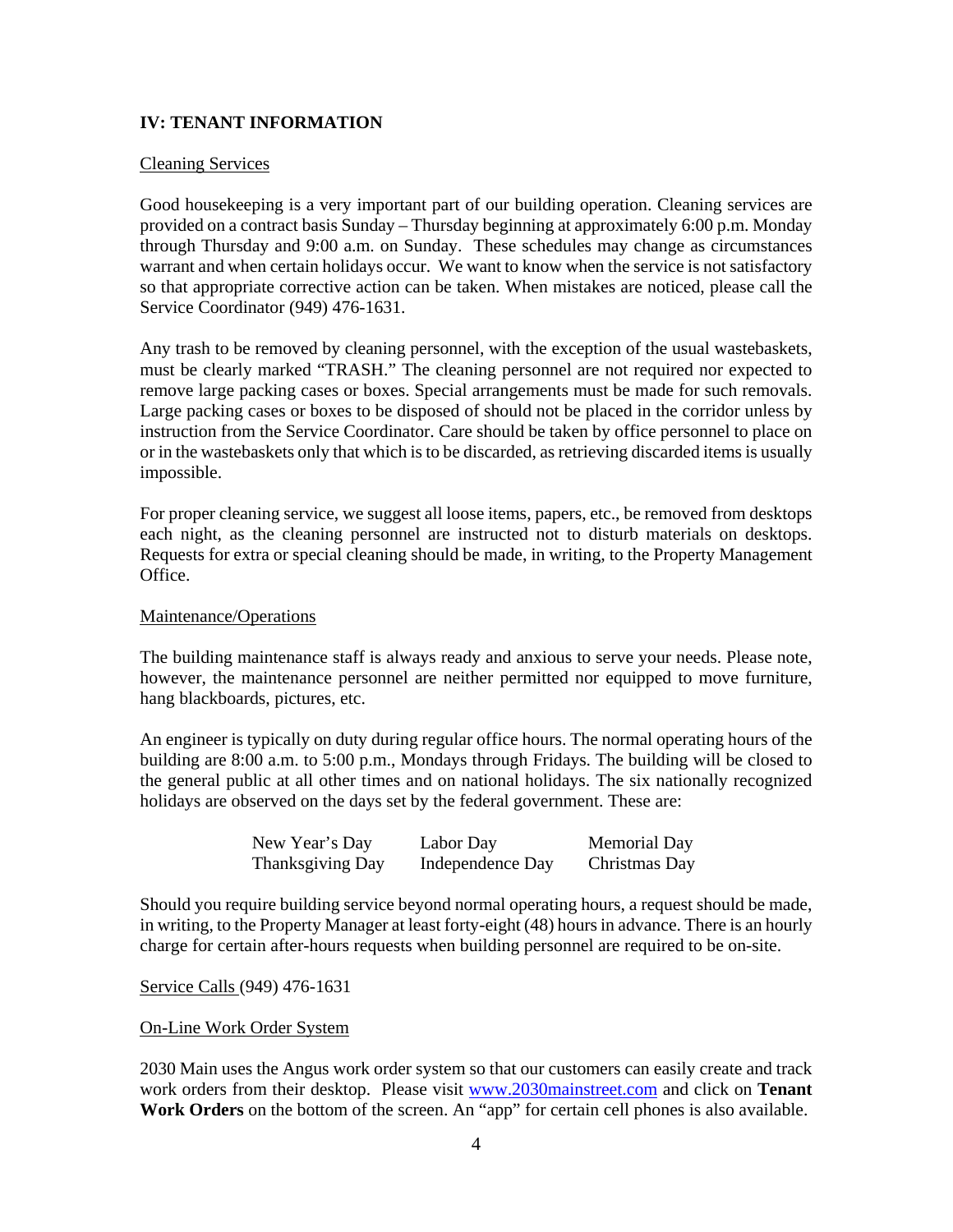## IV: TENANT INFORMATION

Cleaning Services

Good housekeeping is a very important part of our building operation. Cleaning services are provided on a contract basis Sunday – Thursday beginning at approximately 6:00 p.m. Monday through Thursday and 9:00 a.m. on Sunday. These schedules may change as circumstances warrant and when certain holidays occur. We want to know when the service is not satisfactory so that appropriate corrective action can be taken. When mistakes are noticed, please call the Service Coordinator (949) 476-1631.

Any trash to be removed by cleaning personnel, with the exception of the usual wastebaskets, must be clearly marked "TRASH." The cleaning personnel are not required nor expected to remove large packing cases or boxes. Special arrangements must be made for such removals. Large packing cases or boxes to be disposed of should not be placed in the corridor unless by instruction from the Service Coordinator. Care should be taken by office personnel to place on or in the wastebaskets only that which is to be discarded, as retrieving discarded items is usually impossible.

For proper cleaning service, we suggest all loose items, papers, etc., be removed from desktops each night, as the cleaning personnel are instructed not to disturb materials on desktops. Requests for extra or special cleaning should be made, in writing, to the Property Management Office.

Maintenance/Operations

The building maintenance staff is always ready and anxious to serve your needs. Please note, however, the maintenance personnel are neither permitted nor equipped to move furniture, hang blackboards, pictures, etc.

An engineer is typically on duty during regular office hours. The normal operating hours of the building are 8:00 a.m. to 5:00 p.m., Mondays through Fridays. The building will be closed to the general public at all other times and on national holidays. The six nationally recognized holidays are observed on the days set by the federal government. These are:

| | | |
|---|---|---|
| New Year's Day | Labor Day | Memorial Day |
| Thanksgiving Day | Independence Day | Christmas Day |

Should you require building service beyond normal operating hours, a request should be made, in writing, to the Property Manager at least forty-eight (48) hours in advance. There is an hourly charge for certain after-hours requests when building personnel are required to be on-site.

Service Calls (949) 476-1631

On-Line Work Order System

2030 Main uses the Angus work order system so that our customers can easily create and track work orders from their desktop. Please visit [www.2030mainstreet.com](http://www.2030mainstreet.com) and click on **Tenant Work Orders** on the bottom of the screen. An "app" for certain cell phones is also available.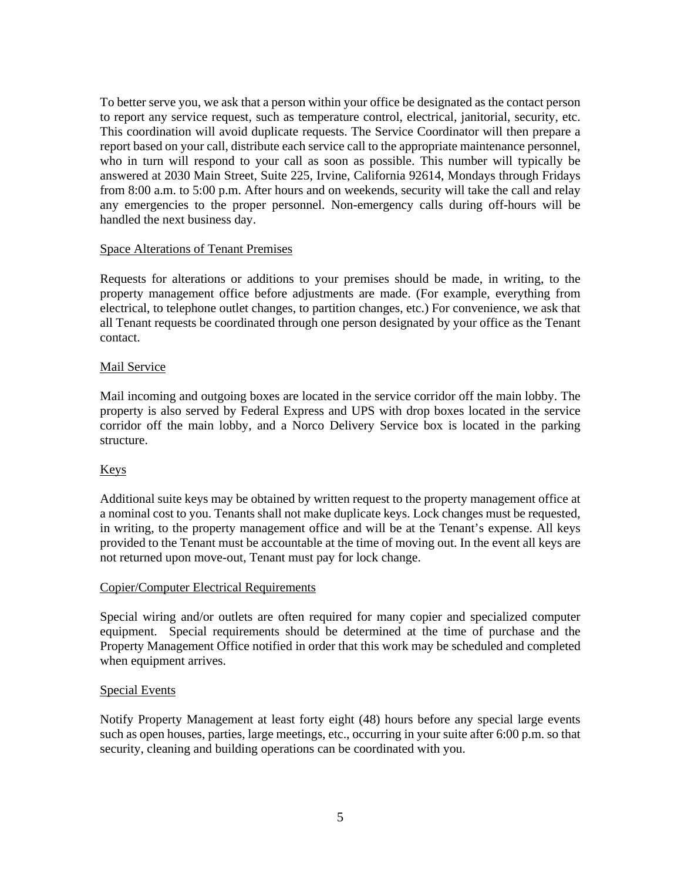To better serve you, we ask that a person within your office be designated as the contact person to report any service request, such as temperature control, electrical, janitorial, security, etc. This coordination will avoid duplicate requests. The Service Corridinator will then prepare a report based on your call, distribute each service call to the appropriate maintenance personnel, who in turn will respond to your call as soon as possible. This number will typically be answered at 2030 Main Street, Suite 225, Irvine, California 92614, Mondays through Fridays from 8:00 a.m. to 5:00 p.m. After hours and on weekends, security will take the call and relay any emergencies to the proper personnel. Non-emergency calls during off-hours will be handled the next business day.

## Space Alterations of Tenant Premises

Requests for alterations or additions to your premises should be made, in writing, to the property management office before adjustments are made. (For example, everything from electrical, to telephone outlet changes, to partition changes, etc.) For convenience, we ask that all Tenant requests be coordinated through one person designated by your office as the Tenant contact.

## Mail Service

Mail incoming and outgoing boxes are located in the service corridor off the main lobby. The property is also served by Federal Express and UPS with drop boxes located in the service corridor off the main lobby, and a Norco Delivery Service box is located in the parking structure.

## Keys

Additional suite keys may be obtained by written request to the property management office at a nominal cost to you. Tenants shall not make duplicate keys. Lock changes must be requested, in writing, to the property management office and will be at the Tenant's expense. All keys provided to the Tenant must be accountable at the time of moving out. In the event all keys are not returned upon move-out, Tenant must pay for lock change.

## Copier/Computer Electrical Requirements

Special wiring and/or outlets are often required for many copier and specialized computer equipment. Special requirements should be determined at the time of purchase and the Property Management Office notified in order that this work may be scheduled and completed when equipment arrives.

## Special Events

Notify Property Management at least forty eight (48) hours before any special large events such as open houses, parties, large meetings, etc., occurring in your suite after 6:00 p.m. so that security, cleaning and building operations can be coordinated with you.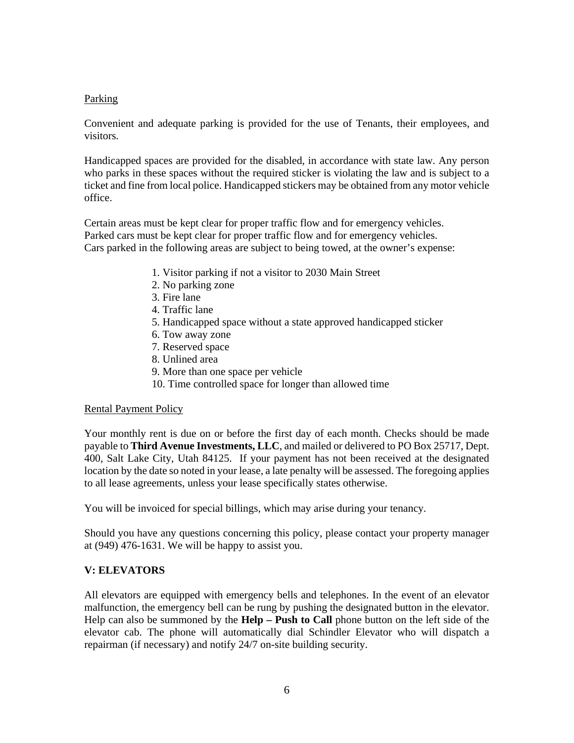<u>Parking</u>

Convenient and adequate parking is provided for the use of Tenants, their employees, and visitors.

Handicapped spaces are provided for the disabled, in accordance with state law. Any person who parks in these spaces without the required sticker is violating the law and is subject to a ticket and fine from local police. Handicapped stickers may be obtained from any motor vehicle office.

Certain areas must be kept clear for proper traffic flow and for emergency vehicles.
Parked cars must be kept clear for proper traffic flow and for emergency vehicles.
Cars parked in the following areas are subject to being towed, at the owner's expense:

1. Visitor parking if not a visitor to 2030 Main Street
2. No parking zone
3. Fire lane
4. Traffic lane
5. Handicapped space without a state approved handicapped sticker
6. Tow away zone
7. Reserved space
8. Unlined area
9. More than one space per vehicle
10. Time controlled space for longer than allowed time

<u>Rental Payment Policy</u>

Your monthly rent is due on or before the first day of each month. Checks should be made payable to **Third Avenue Investments, LLC**, and mailed or delivered to PO Box 25717, Dept. 400, Salt Lake City, Utah 84125. If your payment has not been received at the designated location by the date so noted in your lease, a late penalty will be assessed. The foregoing applies to all lease agreements, unless your lease specifically states otherwise.

You will be invoiced for special billings, which may arise during your tenancy.

Should you have any questions concerning this policy, please contact your property manager at (949) 476-1631. We will be happy to assist you.

## V: ELEVATORS

All elevators are equipped with emergency bells and telephones. In the event of an elevator malfunction, the emergency bell can be rung by pushing the designated button in the elevator. Help can also be summoned by the **Help – Push to Call** phone button on the left side of the elevator cab. The phone will automatically dial Schindler Elevator who will dispatch a repairman (if necessary) and notify 24/7 on-site building security.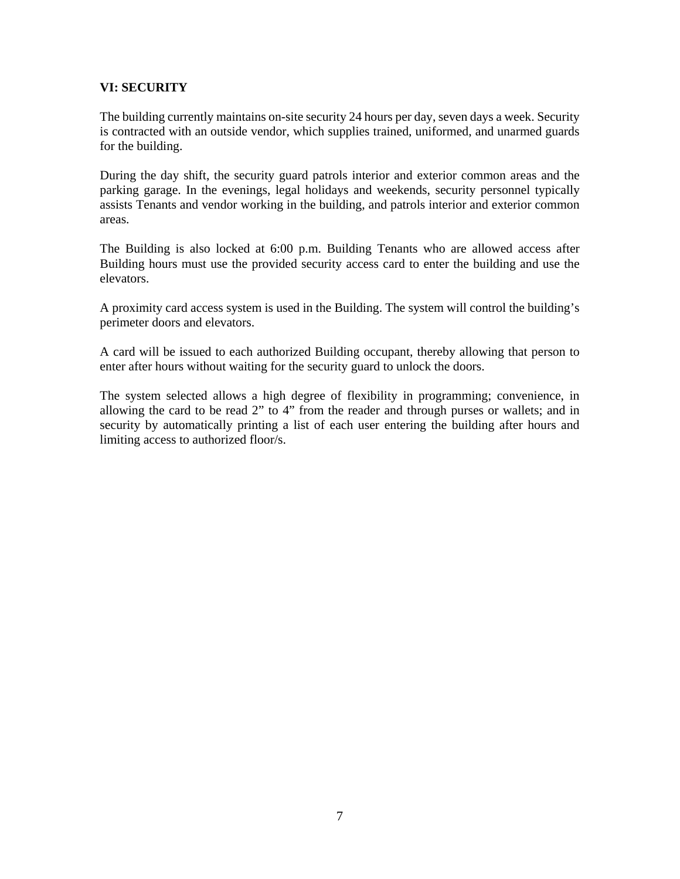**VI: SECURITY**

The building currently maintains on-site security 24 hours per day, seven days a week. Security is contracted with an outside vendor, which supplies trained, uniformed, and unarmed guards for the building.

During the day shift, the security guard patrols interior and exterior common areas and the parking garage. In the evenings, legal holidays and weekends, security personnel typically assists Tenants and vendor working in the building, and patrols interior and exterior common areas.

The Building is also locked at 6:00 p.m. Building Tenants who are allowed access after Building hours must use the provided security access card to enter the building and use the elevators.

A proximity card access system is used in the Building. The system will control the building's perimeter doors and elevators.

A card will be issued to each authorized Building occupant, thereby allowing that person to enter after hours without waiting for the security guard to unlock the doors.

The system selected allows a high degree of flexibility in programming; convenience, in allowing the card to be read 2" to 4" from the reader and through purses or wallets; and in security by automatically printing a list of each user entering the building after hours and limiting access to authorized floor/s.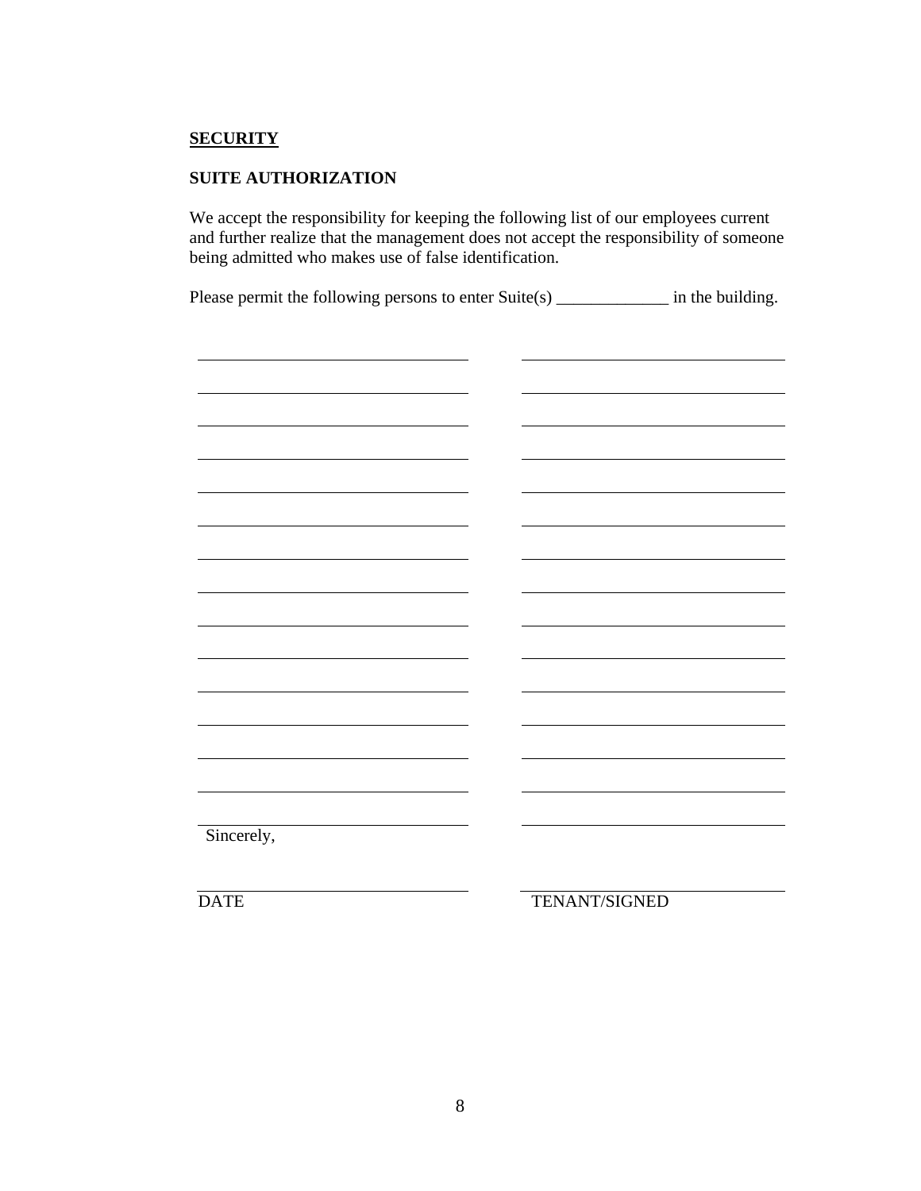## **SECURITY**

### SUITE AUTHORIZATION

We accept the responsibility for keeping the following list of our employees current and further realize that the management does not accept the responsibility of someone being admitted who makes use of false identification.

Please permit the following persons to enter Suite(s) _____________ in the building.

| | |
|---|---|
| ______________________________ | ______________________________ |
| ______________________________ | ______________________________ |
| ______________________________ | ______________________________ |
| ______________________________ | ______________________________ |
| ______________________________ | ______________________________ |
| ______________________________ | ______________________________ |
| ______________________________ | ______________________________ |
| ______________________________ | ______________________________ |
| ______________________________ | ______________________________ |
| ______________________________ | ______________________________ |
| ______________________________ | ______________________________ |
| ______________________________ | ______________________________ |
| ______________________________ | ______________________________ |
| ______________________________ | ______________________________ |
| ______________________________ | ______________________________ |

Sincerely,

______________________________ ______________________________

DATE TENANT/SIGNED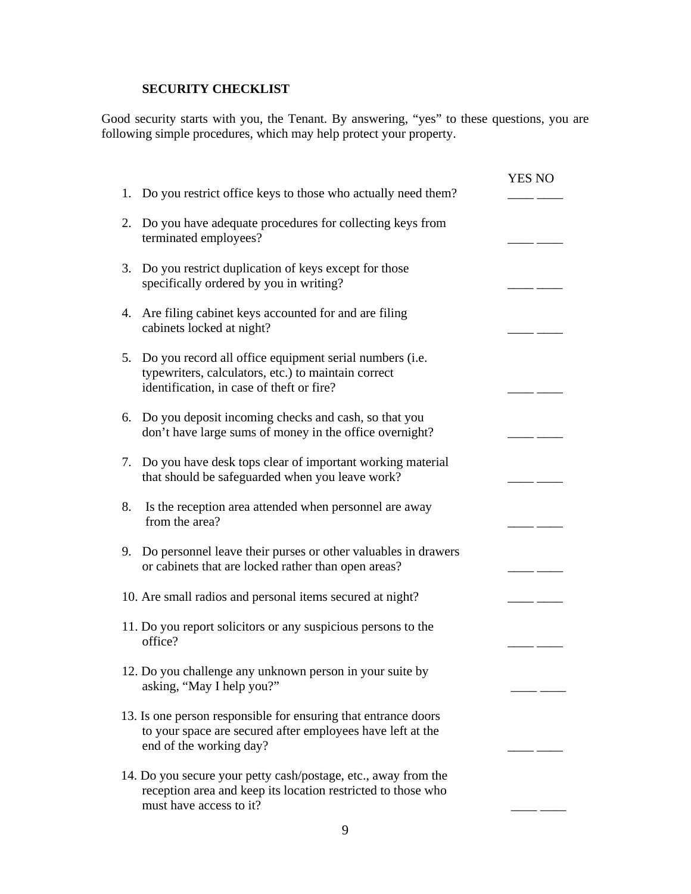## SECURITY CHECKLIST

Good security starts with you, the Tenant. By answering, "yes" to these questions, you are following simple procedures, which may help protect your property.

| | Question | YES | NO |
|---|---|---|---|
| 1. | Do you restrict office keys to those who actually need them? | ____ | ____ |
| 2. | Do you have adequate procedures for collecting keys from terminated employees? | ____ | ____ |
| 3. | Do you restrict duplication of keys except for those specifically ordered by you in writing? | ____ | ____ |
| 4. | Are filing cabinet keys accounted for and are filing cabinets locked at night? | ____ | ____ |
| 5. | Do you record all office equipment serial numbers (i.e. typewriters, calculators, etc.) to maintain correct identification, in case of theft or fire? | ____ | ____ |
| 6. | Do you deposit incoming checks and cash, so that you don't have large sums of money in the office overnight? | ____ | ____ |
| 7. | Do you have desk tops clear of important working material that should be safeguarded when you leave work? | ____ | ____ |
| 8. | Is the reception area attended when personnel are away from the area? | ____ | ____ |
| 9. | Do personnel leave their purses or other valuables in drawers or cabinets that are locked rather than open areas? | ____ | ____ |
| 10. | Are small radios and personal items secured at night? | ____ | ____ |
| 11. | Do you report solicitors or any suspicious persons to the office? | ____ | ____ |
| 12. | Do you challenge any unknown person in your suite by asking, "May I help you?" | ____ | ____ |
| 13. | Is one person responsible for ensuring that entrance doors to your space are secured after employees have left at the end of the working day? | ____ | ____ |
| 14. | Do you secure your petty cash/postage, etc., away from the reception area and keep its location restricted to those who must have access to it? | ____ | ____ |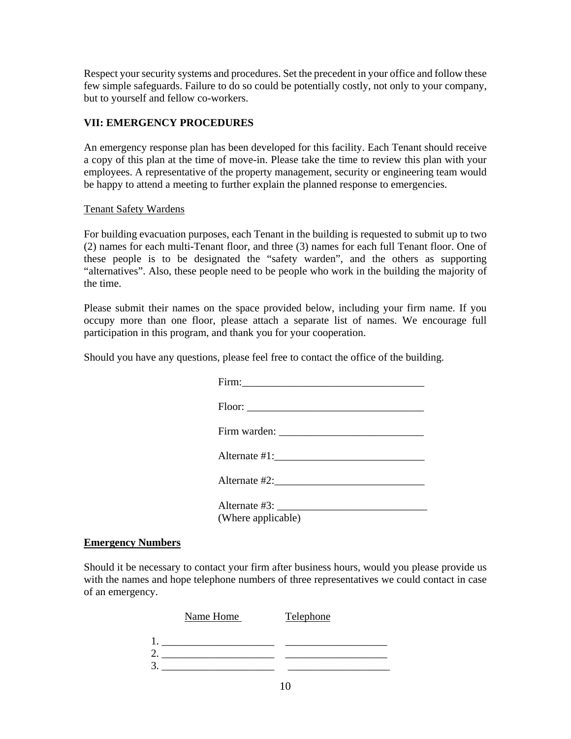Respect your security systems and procedures. Set the precedent in your office and follow these few simple safeguards. Failure to do so could be potentially costly, not only to your company, but to yourself and fellow co-workers.

## VII: EMERGENCY PROCEDURES

An emergency response plan has been developed for this facility. Each Tenant should receive a copy of this plan at the time of move-in. Please take the time to review this plan with your employees. A representative of the property management, security or engineering team would be happy to attend a meeting to further explain the planned response to emergencies.

<u>Tenant Safety Wardens</u>

For building evacuation purposes, each Tenant in the building is requested to submit up to two (2) names for each multi-Tenant floor, and three (3) names for each full Tenant floor. One of these people is to be designated the "safety warden", and the others as supporting "alternatives". Also, these people need to be people who work in the building the majority of the time.

Please submit their names on the space provided below, including your firm name. If you occupy more than one floor, please attach a separate list of names. We encourage full participation in this program, and thank you for your cooperation.

Should you have any questions, please feel free to contact the office of the building.

Firm:___________________________________

Floor: _________________________________

Firm warden: ___________________________

Alternate #1:____________________________

Alternate #2:____________________________

Alternate #3: ____________________________
(Where applicable)

**<u>Emergency Numbers</u>**

Should it be necessary to contact your firm after business hours, would you please provide us with the names and hope telephone numbers of three representatives we could contact in case of an emergency.

| | Name Home | Telephone |
|---|---|---|
| 1. | _____________________ | ___________________ |
| 2. | _____________________ | ___________________ |
| 3. | _____________________ | ___________________ |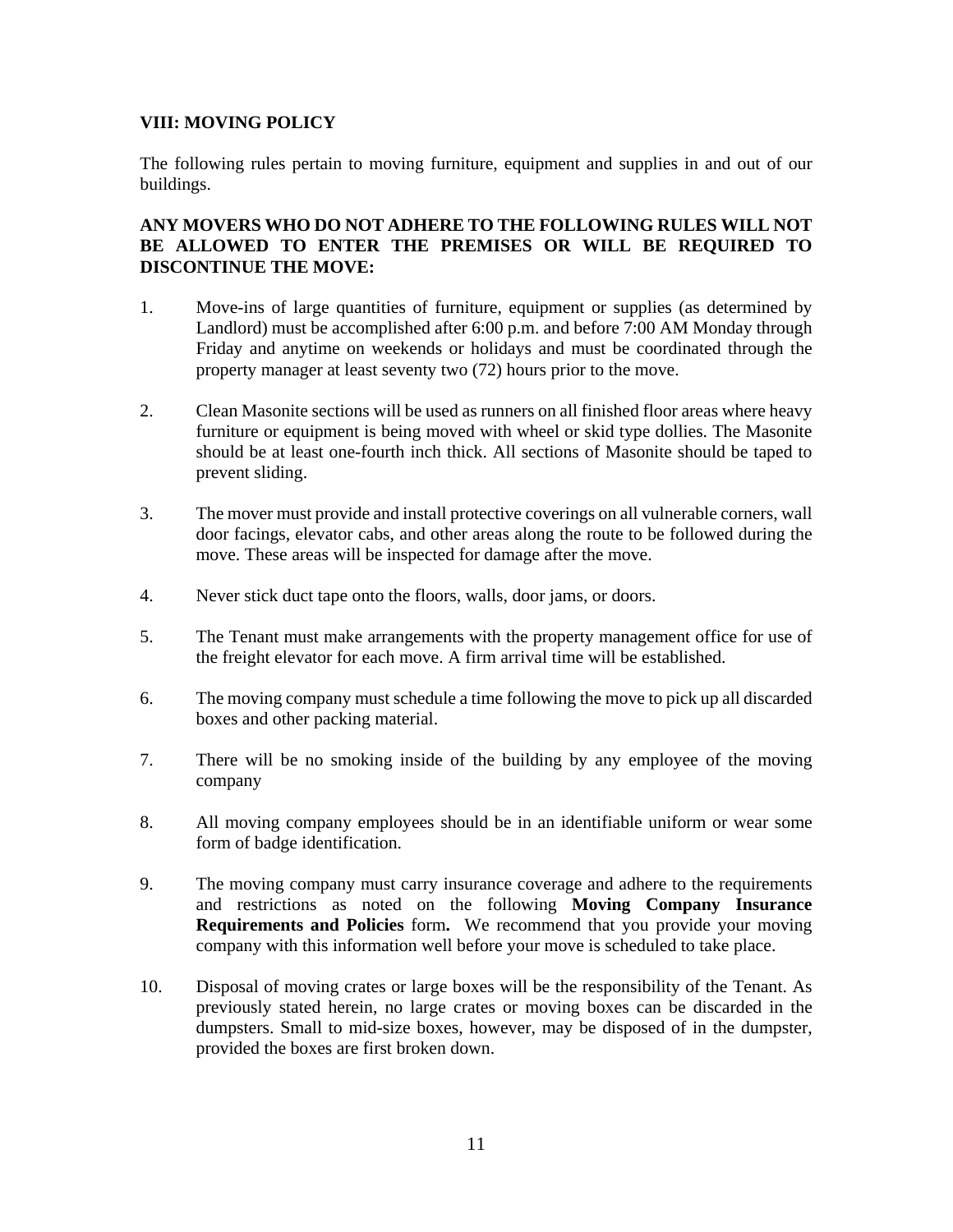## VIII: MOVING POLICY

The following rules pertain to moving furniture, equipment and supplies in and out of our buildings.

**ANY MOVERS WHO DO NOT ADHERE TO THE FOLLOWING RULES WILL NOT BE ALLOWED TO ENTER THE PREMISES OR WILL BE REQUIRED TO DISCONTINUE THE MOVE:**

1. Move-ins of large quantities of furniture, equipment or supplies (as determined by Landlord) must be accomplished after 6:00 p.m. and before 7:00 AM Monday through Friday and anytime on weekends or holidays and must be coordinated through the property manager at least seventy two (72) hours prior to the move.

2. Clean Masonite sections will be used as runners on all finished floor areas where heavy furniture or equipment is being moved with wheel or skid type dollies. The Masonite should be at least one-fourth inch thick. All sections of Masonite should be taped to prevent sliding.

3. The mover must provide and install protective coverings on all vulnerable corners, wall door facings, elevator cabs, and other areas along the route to be followed during the move. These areas will be inspected for damage after the move.

4. Never stick duct tape onto the floors, walls, door jams, or doors.

5. The Tenant must make arrangements with the property management office for use of the freight elevator for each move. A firm arrival time will be established.

6. The moving company must schedule a time following the move to pick up all discarded boxes and other packing material.

7. There will be no smoking inside of the building by any employee of the moving company

8. All moving company employees should be in an identifiable uniform or wear some form of badge identification.

9. The moving company must carry insurance coverage and adhere to the requirements and restrictions as noted on the following **Moving Company Insurance Requirements and Policies** form**.** We recommend that you provide your moving company with this information well before your move is scheduled to take place.

10. Disposal of moving crates or large boxes will be the responsibility of the Tenant. As previously stated herein, no large crates or moving boxes can be discarded in the dumpsters. Small to mid-size boxes, however, may be disposed of in the dumpster, provided the boxes are first broken down.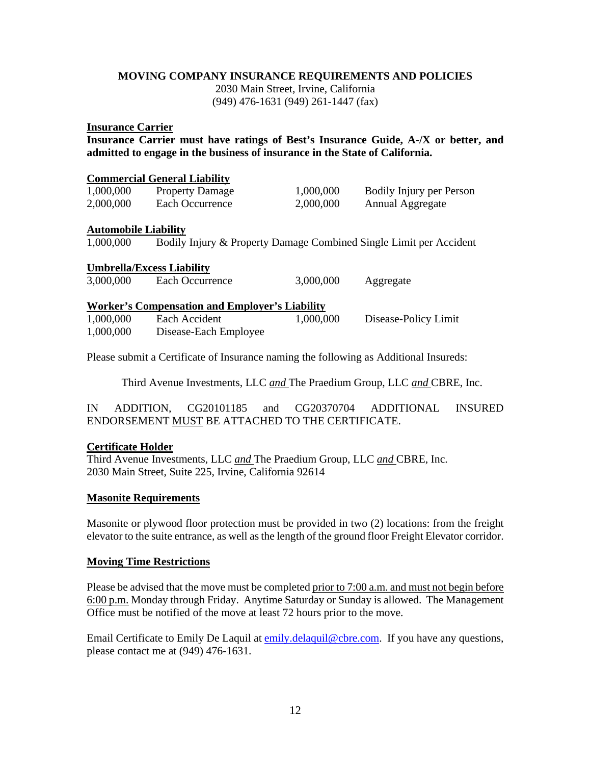## MOVING COMPANY INSURANCE REQUIREMENTS AND POLICIES

2030 Main Street, Irvine, California
(949) 476-1631 (949) 261-1447 (fax)

**Insurance Carrier**

**Insurance Carrier must have ratings of Best's Insurance Guide, A-/X or better, and admitted to engage in the business of insurance in the State of California.**

**Commercial General Liability**

| | | | |
|---|---|---|---|
| 1,000,000 | Property Damage | 1,000,000 | Bodily Injury per Person |
| 2,000,000 | Each Occurrence | 2,000,000 | Annual Aggregate |

**Automobile Liability**

1,000,000 Bodily Injury & Property Damage Combined Single Limit per Accident

**Umbrella/Excess Liability**

| | | | |
|---|---|---|---|
| 3,000,000 | Each Occurrence | 3,000,000 | Aggregate |

**Worker's Compensation and Employer's Liability**

| | | | |
|---|---|---|---|
| 1,000,000 | Each Accident | 1,000,000 | Disease-Policy Limit |
| 1,000,000 | Disease-Each Employee | | |

Please submit a Certificate of Insurance naming the following as Additional Insureds:

Third Avenue Investments, LLC ***and*** The Praedium Group, LLC ***and*** CBRE, Inc.

IN ADDITION, CG20101185 and CG20370704 ADDITIONAL INSURED ENDORSEMENT MUST BE ATTACHED TO THE CERTIFICATE.

**Certificate Holder**

Third Avenue Investments, LLC ***and*** The Praedium Group, LLC ***and*** CBRE, Inc.
2030 Main Street, Suite 225, Irvine, California 92614

**Masonite Requirements**

Masonite or plywood floor protection must be provided in two (2) locations: from the freight elevator to the suite entrance, as well as the length of the ground floor Freight Elevator corridor.

**Moving Time Restrictions**

Please be advised that the move must be completed prior to 7:00 a.m. and must not begin before 6:00 p.m. Monday through Friday. Anytime Saturday or Sunday is allowed. The Management Office must be notified of the move at least 72 hours prior to the move.

Email Certificate to Emily De Laquil at emily.delaquil@cbre.com. If you have any questions, please contact me at (949) 476-1631.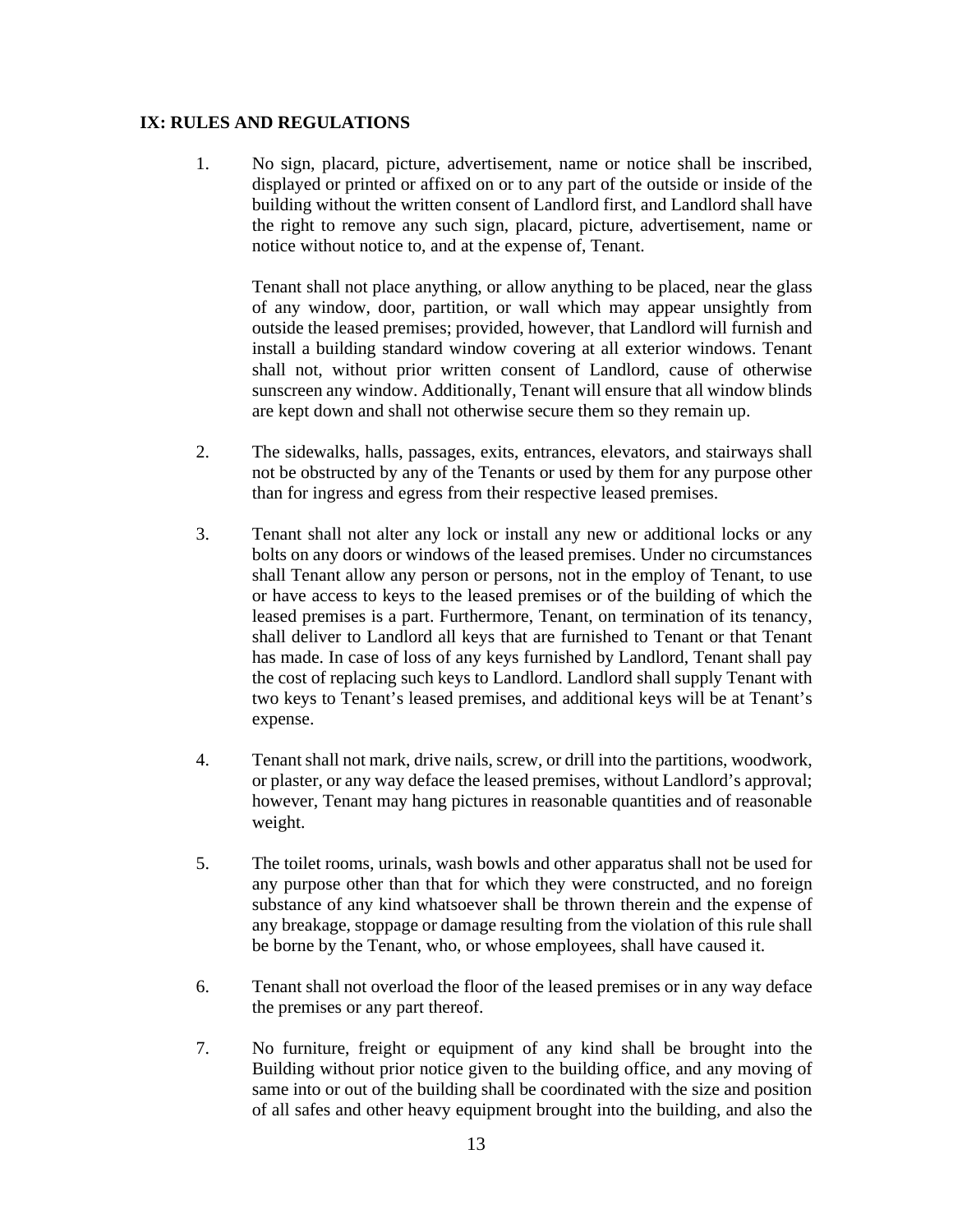## IX: RULES AND REGULATIONS

1. No sign, placard, picture, advertisement, name or notice shall be inscribed, displayed or printed or affixed on or to any part of the outside or inside of the building without the written consent of Landlord first, and Landlord shall have the right to remove any such sign, placard, picture, advertisement, name or notice without notice to, and at the expense of, Tenant.

   Tenant shall not place anything, or allow anything to be placed, near the glass of any window, door, partition, or wall which may appear unsightly from outside the leased premises; provided, however, that Landlord will furnish and install a building standard window covering at all exterior windows. Tenant shall not, without prior written consent of Landlord, cause of otherwise sunscreen any window. Additionally, Tenant will ensure that all window blinds are kept down and shall not otherwise secure them so they remain up.

2. The sidewalks, halls, passages, exits, entrances, elevators, and stairways shall not be obstructed by any of the Tenants or used by them for any purpose other than for ingress and egress from their respective leased premises.

3. Tenant shall not alter any lock or install any new or additional locks or any bolts on any doors or windows of the leased premises. Under no circumstances shall Tenant allow any person or persons, not in the employ of Tenant, to use or have access to keys to the leased premises or of the building of which the leased premises is a part. Furthermore, Tenant, on termination of its tenancy, shall deliver to Landlord all keys that are furnished to Tenant or that Tenant has made. In case of loss of any keys furnished by Landlord, Tenant shall pay the cost of replacing such keys to Landlord. Landlord shall supply Tenant with two keys to Tenant's leased premises, and additional keys will be at Tenant's expense.

4. Tenant shall not mark, drive nails, screw, or drill into the partitions, woodwork, or plaster, or any way deface the leased premises, without Landlord's approval; however, Tenant may hang pictures in reasonable quantities and of reasonable weight.

5. The toilet rooms, urinals, wash bowls and other apparatus shall not be used for any purpose other than that for which they were constructed, and no foreign substance of any kind whatsoever shall be thrown therein and the expense of any breakage, stoppage or damage resulting from the violation of this rule shall be borne by the Tenant, who, or whose employees, shall have caused it.

6. Tenant shall not overload the floor of the leased premises or in any way deface the premises or any part thereof.

7. No furniture, freight or equipment of any kind shall be brought into the Building without prior notice given to the building office, and any moving of same into or out of the building shall be coordinated with the size and position of all safes and other heavy equipment brought into the building, and also the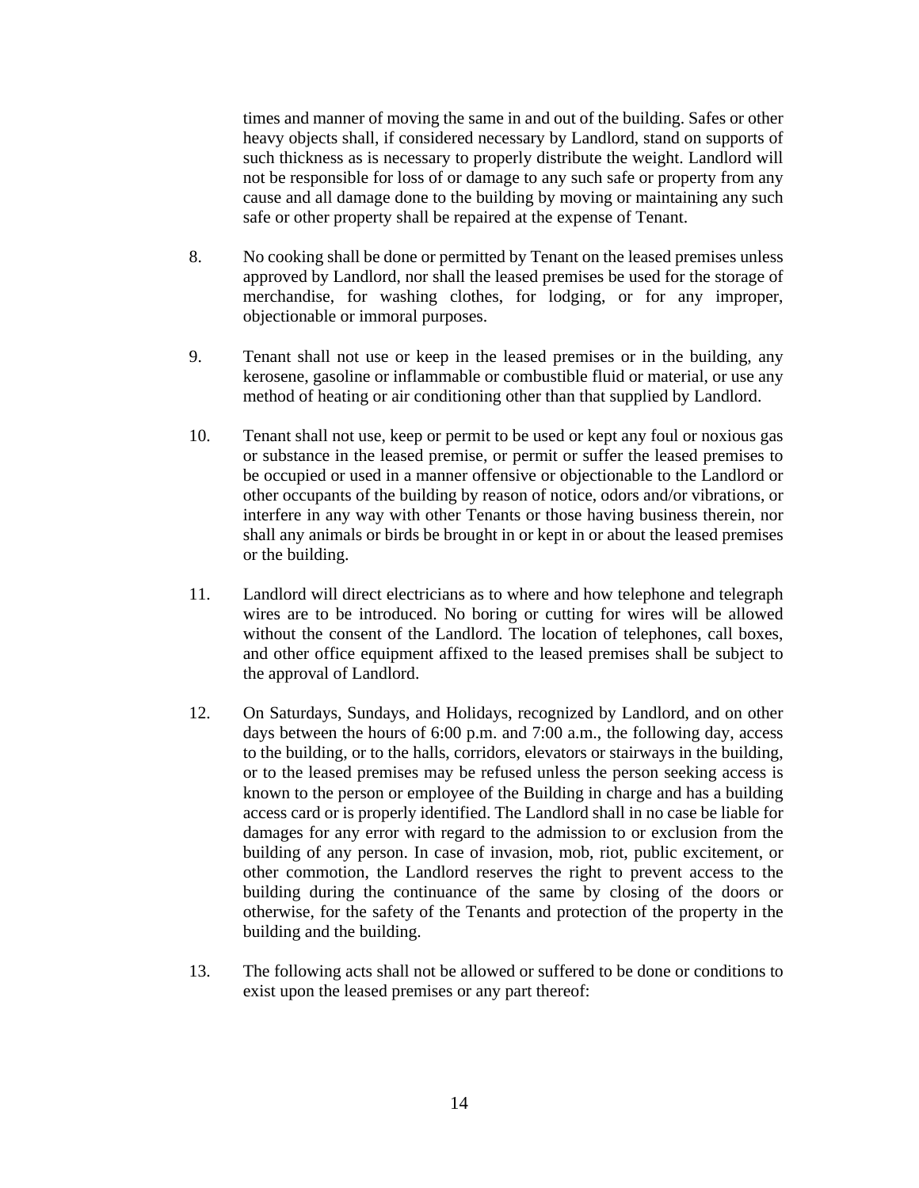times and manner of moving the same in and out of the building. Safes or other heavy objects shall, if considered necessary by Landlord, stand on supports of such thickness as is necessary to properly distribute the weight. Landlord will not be responsible for loss of or damage to any such safe or property from any cause and all damage done to the building by moving or maintaining any such safe or other property shall be repaired at the expense of Tenant.

8. No cooking shall be done or permitted by Tenant on the leased premises unless approved by Landlord, nor shall the leased premises be used for the storage of merchandise, for washing clothes, for lodging, or for any improper, objectionable or immoral purposes.

9. Tenant shall not use or keep in the leased premises or in the building, any kerosene, gasoline or inflammable or combustible fluid or material, or use any method of heating or air conditioning other than that supplied by Landlord.

10. Tenant shall not use, keep or permit to be used or kept any foul or noxious gas or substance in the leased premise, or permit or suffer the leased premises to be occupied or used in a manner offensive or objectionable to the Landlord or other occupants of the building by reason of notice, odors and/or vibrations, or interfere in any way with other Tenants or those having business therein, nor shall any animals or birds be brought in or kept in or about the leased premises or the building.

11. Landlord will direct electricians as to where and how telephone and telegraph wires are to be introduced. No boring or cutting for wires will be allowed without the consent of the Landlord. The location of telephones, call boxes, and other office equipment affixed to the leased premises shall be subject to the approval of Landlord.

12. On Saturdays, Sundays, and Holidays, recognized by Landlord, and on other days between the hours of 6:00 p.m. and 7:00 a.m., the following day, access to the building, or to the halls, corridors, elevators or stairways in the building, or to the leased premises may be refused unless the person seeking access is known to the person or employee of the Building in charge and has a building access card or is properly identified. The Landlord shall in no case be liable for damages for any error with regard to the admission to or exclusion from the building of any person. In case of invasion, mob, riot, public excitement, or other commotion, the Landlord reserves the right to prevent access to the building during the continuance of the same by closing of the doors or otherwise, for the safety of the Tenants and protection of the property in the building and the building.

13. The following acts shall not be allowed or suffered to be done or conditions to exist upon the leased premises or any part thereof: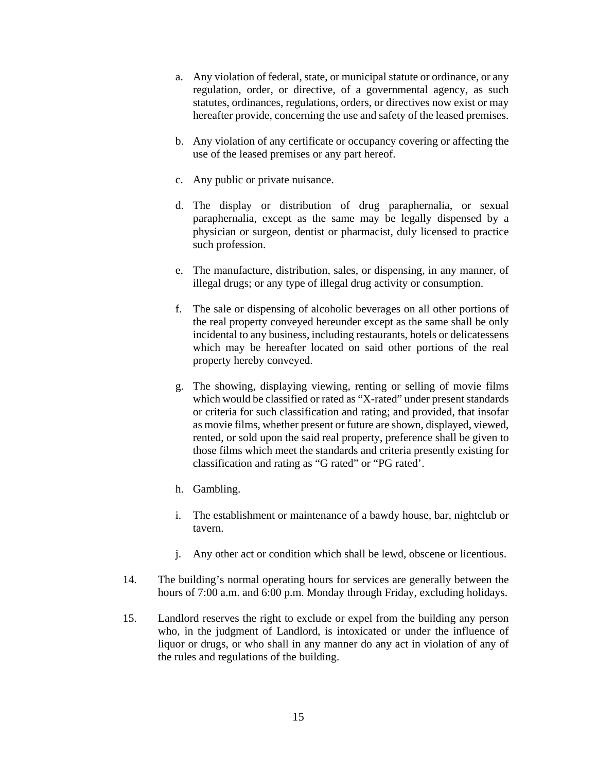a. Any violation of federal, state, or municipal statute or ordinance, or any regulation, order, or directive, of a governmental agency, as such statutes, ordinances, regulations, orders, or directives now exist or may hereafter provide, concerning the use and safety of the leased premises.

b. Any violation of any certificate or occupancy covering or affecting the use of the leased premises or any part hereof.

c. Any public or private nuisance.

d. The display or distribution of drug paraphernalia, or sexual paraphernalia, except as the same may be legally dispensed by a physician or surgeon, dentist or pharmacist, duly licensed to practice such profession.

e. The manufacture, distribution, sales, or dispensing, in any manner, of illegal drugs; or any type of illegal drug activity or consumption.

f. The sale or dispensing of alcoholic beverages on all other portions of the real property conveyed hereunder except as the same shall be only incidental to any business, including restaurants, hotels or delicatessens which may be hereafter located on said other portions of the real property hereby conveyed.

g. The showing, displaying viewing, renting or selling of movie films which would be classified or rated as "X-rated" under present standards or criteria for such classification and rating; and provided, that insofar as movie films, whether present or future are shown, displayed, viewed, rented, or sold upon the said real property, preference shall be given to those films which meet the standards and criteria presently existing for classification and rating as "G rated" or "PG rated'.

h. Gambling.

i. The establishment or maintenance of a bawdy house, bar, nightclub or tavern.

j. Any other act or condition which shall be lewd, obscene or licentious.

14. The building's normal operating hours for services are generally between the hours of 7:00 a.m. and 6:00 p.m. Monday through Friday, excluding holidays.

15. Landlord reserves the right to exclude or expel from the building any person who, in the judgment of Landlord, is intoxicated or under the influence of liquor or drugs, or who shall in any manner do any act in violation of any of the rules and regulations of the building.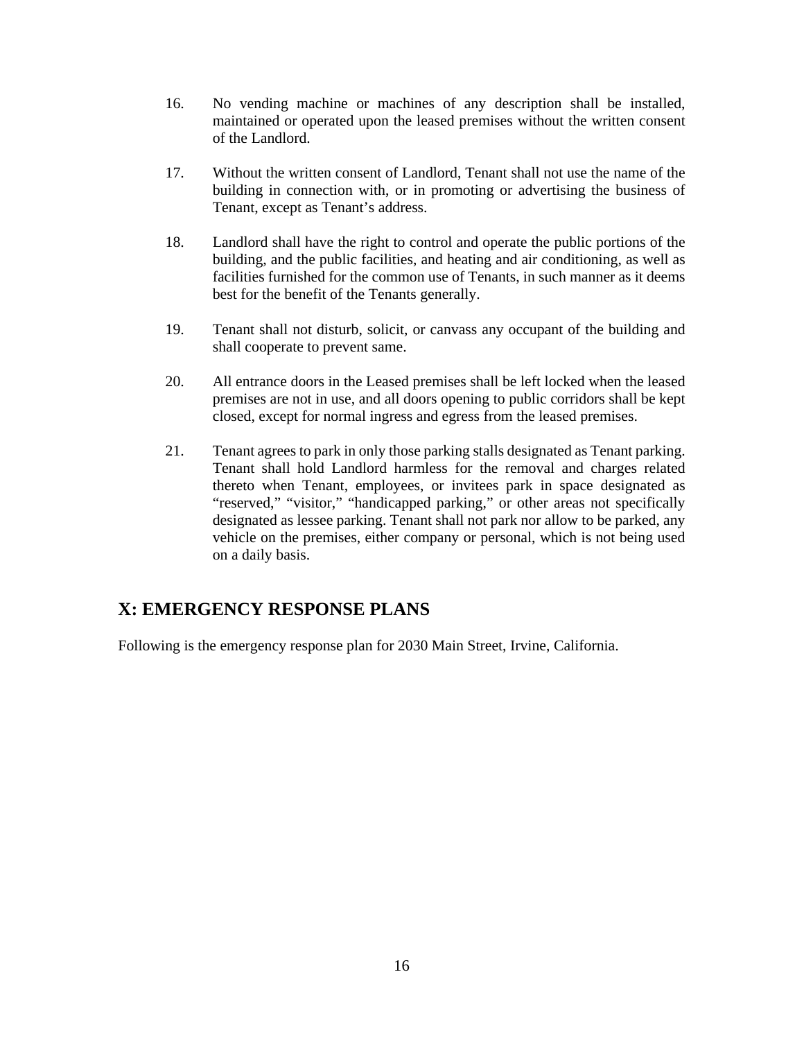16. No vending machine or machines of any description shall be installed, maintained or operated upon the leased premises without the written consent of the Landlord.

17. Without the written consent of Landlord, Tenant shall not use the name of the building in connection with, or in promoting or advertising the business of Tenant, except as Tenant's address.

18. Landlord shall have the right to control and operate the public portions of the building, and the public facilities, and heating and air conditioning, as well as facilities furnished for the common use of Tenants, in such manner as it deems best for the benefit of the Tenants generally.

19. Tenant shall not disturb, solicit, or canvass any occupant of the building and shall cooperate to prevent same.

20. All entrance doors in the Leased premises shall be left locked when the leased premises are not in use, and all doors opening to public corridors shall be kept closed, except for normal ingress and egress from the leased premises.

21. Tenant agrees to park in only those parking stalls designated as Tenant parking. Tenant shall hold Landlord harmless for the removal and charges related thereto when Tenant, employees, or invitees park in space designated as "reserved," "visitor," "handicapped parking," or other areas not specifically designated as lessee parking. Tenant shall not park nor allow to be parked, any vehicle on the premises, either company or personal, which is not being used on a daily basis.

## X: EMERGENCY RESPONSE PLANS

Following is the emergency response plan for 2030 Main Street, Irvine, California.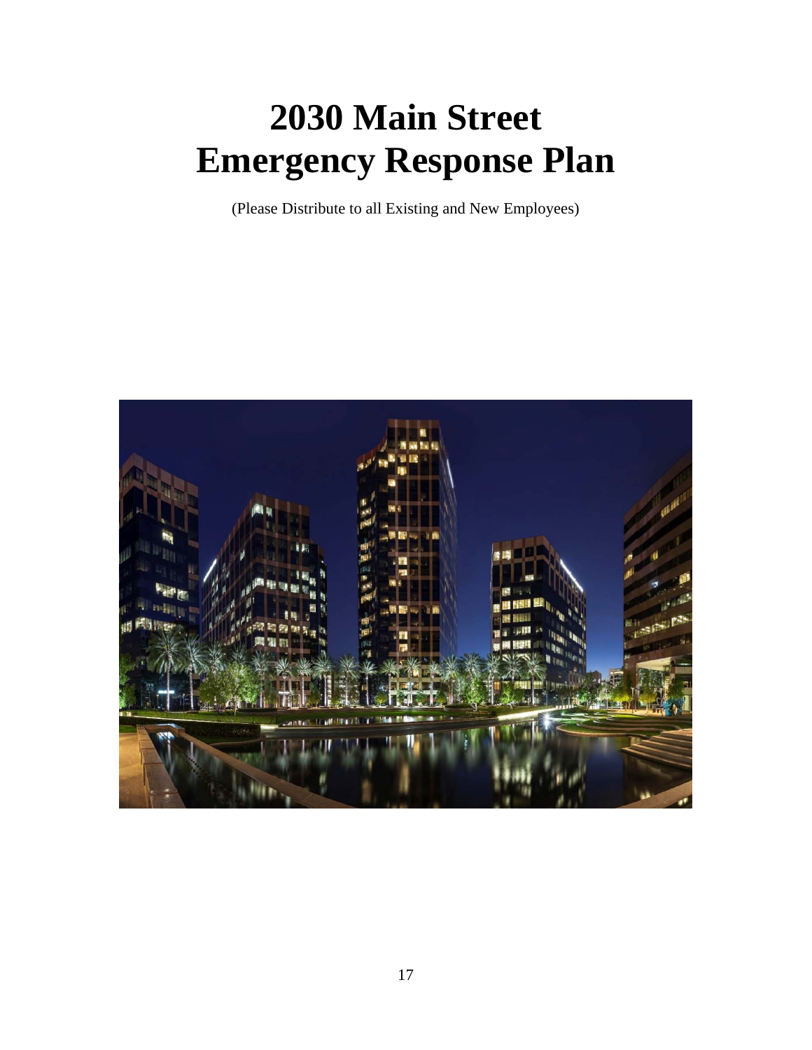# 2030 Main Street
# Emergency Response Plan

(Please Distribute to all Existing and New Employees)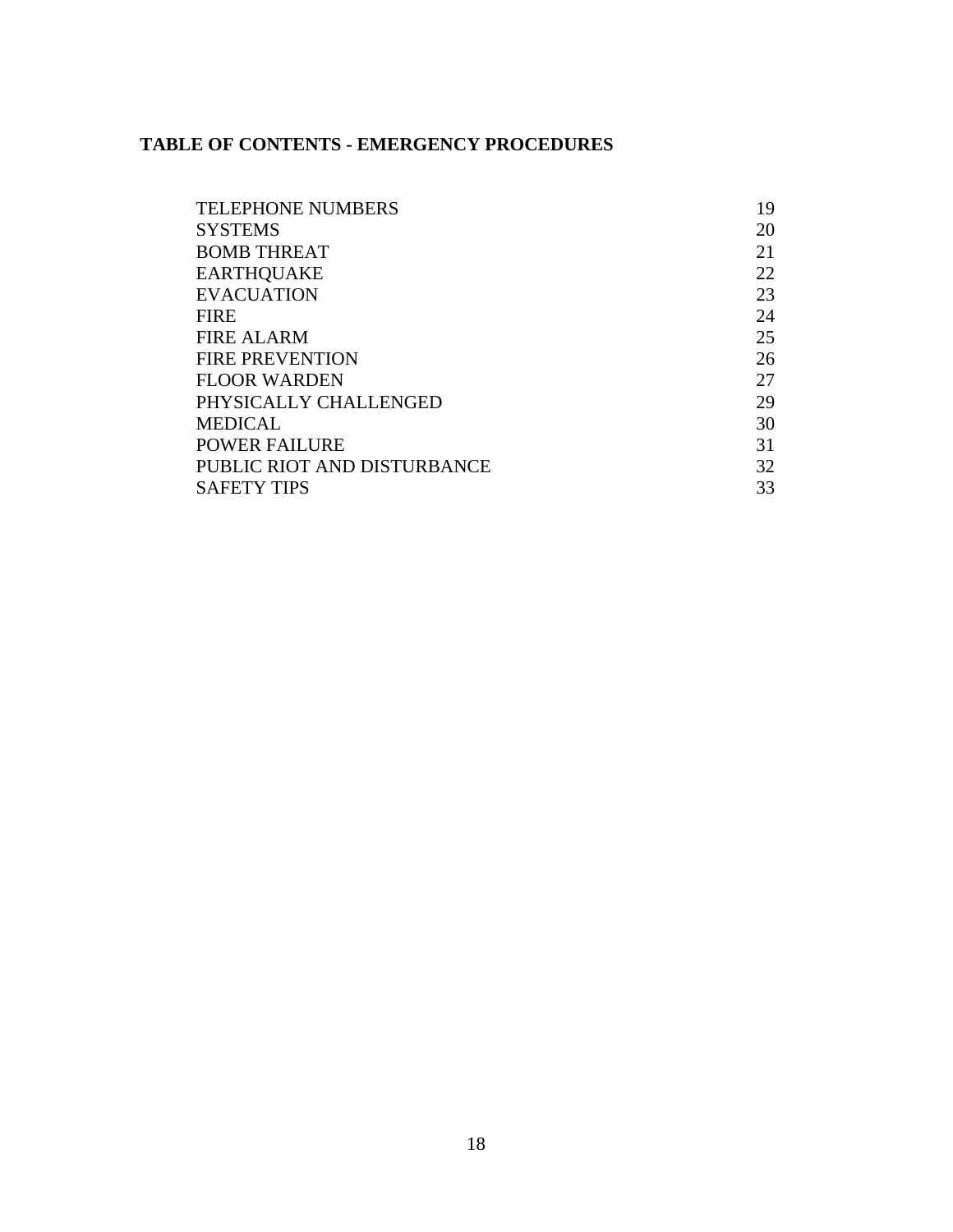**TABLE OF CONTENTS - EMERGENCY PROCEDURES**

| | |
|---|---|
| TELEPHONE NUMBERS | 19 |
| SYSTEMS | 20 |
| BOMB THREAT | 21 |
| EARTHQUAKE | 22 |
| EVACUATION | 23 |
| FIRE | 24 |
| FIRE ALARM | 25 |
| FIRE PREVENTION | 26 |
| FLOOR WARDEN | 27 |
| PHYSICALLY CHALLENGED | 29 |
| MEDICAL | 30 |
| POWER FAILURE | 31 |
| PUBLIC RIOT AND DISTURBANCE | 32 |
| SAFETY TIPS | 33 |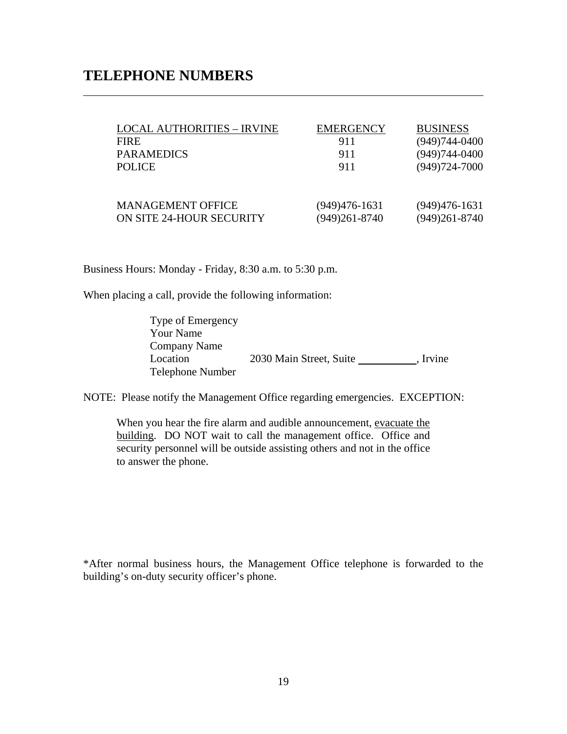# TELEPHONE NUMBERS

| LOCAL AUTHORITIES – IRVINE | EMERGENCY | BUSINESS |
|---|---|---|
| FIRE | 911 | (949)744-0400 |
| PARAMEDICS | 911 | (949)744-0400 |
| POLICE | 911 | (949)724-7000 |
| | | |
| MANAGEMENT OFFICE | (949)476-1631 | (949)476-1631 |
| ON SITE 24-HOUR SECURITY | (949)261-8740 | (949)261-8740 |

Business Hours: Monday - Friday, 8:30 a.m. to 5:30 p.m.

When placing a call, provide the following information:

- Type of Emergency
- Your Name
- Company Name
- Location — 2030 Main Street, Suite __________, Irvine
- Telephone Number

NOTE: Please notify the Management Office regarding emergencies. EXCEPTION:

> When you hear the fire alarm and audible announcement, evacuate the building. DO NOT wait to call the management office. Office and security personnel will be outside assisting others and not in the office to answer the phone.

*After normal business hours, the Management Office telephone is forwarded to the building's on-duty security officer's phone.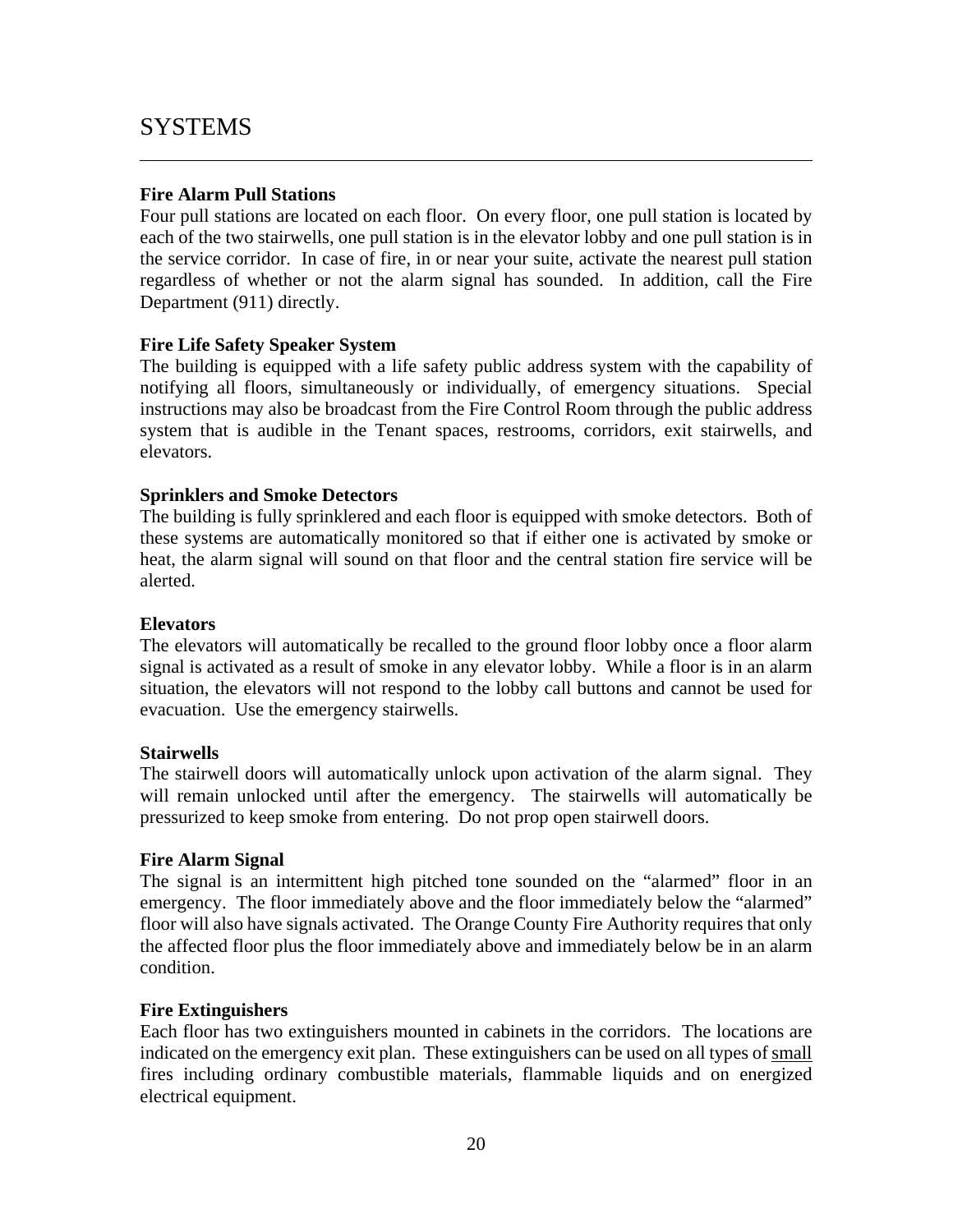# SYSTEMS

---

**Fire Alarm Pull Stations**

Four pull stations are located on each floor. On every floor, one pull station is located by each of the two stairwells, one pull station is in the elevator lobby and one pull station is in the service corridor. In case of fire, in or near your suite, activate the nearest pull station regardless of whether or not the alarm signal has sounded. In addition, call the Fire Department (911) directly.

**Fire Life Safety Speaker System**

The building is equipped with a life safety public address system with the capability of notifying all floors, simultaneously or individually, of emergency situations. Special instructions may also be broadcast from the Fire Control Room through the public address system that is audible in the Tenant spaces, restrooms, corridors, exit stairwells, and elevators.

**Sprinklers and Smoke Detectors**

The building is fully sprinklered and each floor is equipped with smoke detectors. Both of these systems are automatically monitored so that if either one is activated by smoke or heat, the alarm signal will sound on that floor and the central station fire service will be alerted.

**Elevators**

The elevators will automatically be recalled to the ground floor lobby once a floor alarm signal is activated as a result of smoke in any elevator lobby. While a floor is in an alarm situation, the elevators will not respond to the lobby call buttons and cannot be used for evacuation. Use the emergency stairwells.

**Stairwells**

The stairwell doors will automatically unlock upon activation of the alarm signal. They will remain unlocked until after the emergency. The stairwells will automatically be pressurized to keep smoke from entering. Do not prop open stairwell doors.

**Fire Alarm Signal**

The signal is an intermittent high pitched tone sounded on the "alarmed" floor in an emergency. The floor immediately above and the floor immediately below the "alarmed" floor will also have signals activated. The Orange County Fire Authority requires that only the affected floor plus the floor immediately above and immediately below be in an alarm condition.

**Fire Extinguishers**

Each floor has two extinguishers mounted in cabinets in the corridors. The locations are indicated on the emergency exit plan. These extinguishers can be used on all types of <u>small</u> fires including ordinary combustible materials, flammable liquids and on energized electrical equipment.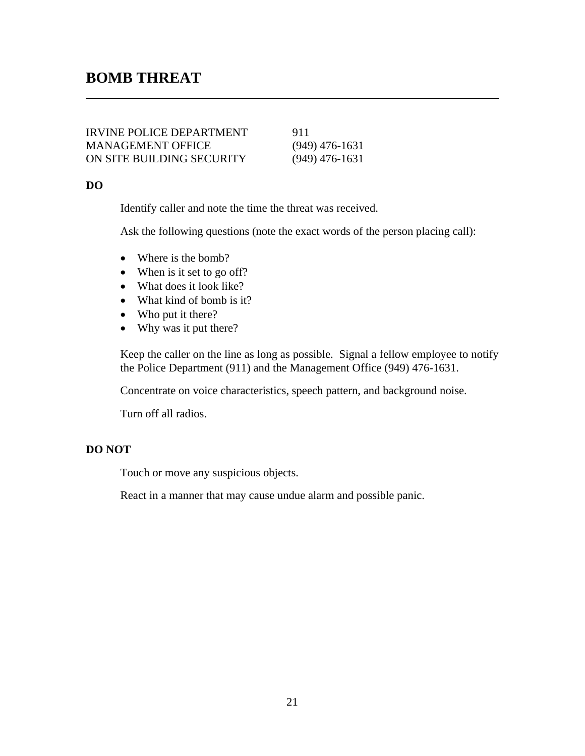# BOMB THREAT

---

| | |
|---|---|
| IRVINE POLICE DEPARTMENT | 911 |
| MANAGEMENT OFFICE | (949) 476-1631 |
| ON SITE BUILDING SECURITY | (949) 476-1631 |

**DO**

Identify caller and note the time the threat was received.

Ask the following questions (note the exact words of the person placing call):

- Where is the bomb?
- When is it set to go off?
- What does it look like?
- What kind of bomb is it?
- Who put it there?
- Why was it put there?

Keep the caller on the line as long as possible. Signal a fellow employee to notify the Police Department (911) and the Management Office (949) 476-1631.

Concentrate on voice characteristics, speech pattern, and background noise.

Turn off all radios.

**DO NOT**

Touch or move any suspicious objects.

React in a manner that may cause undue alarm and possible panic.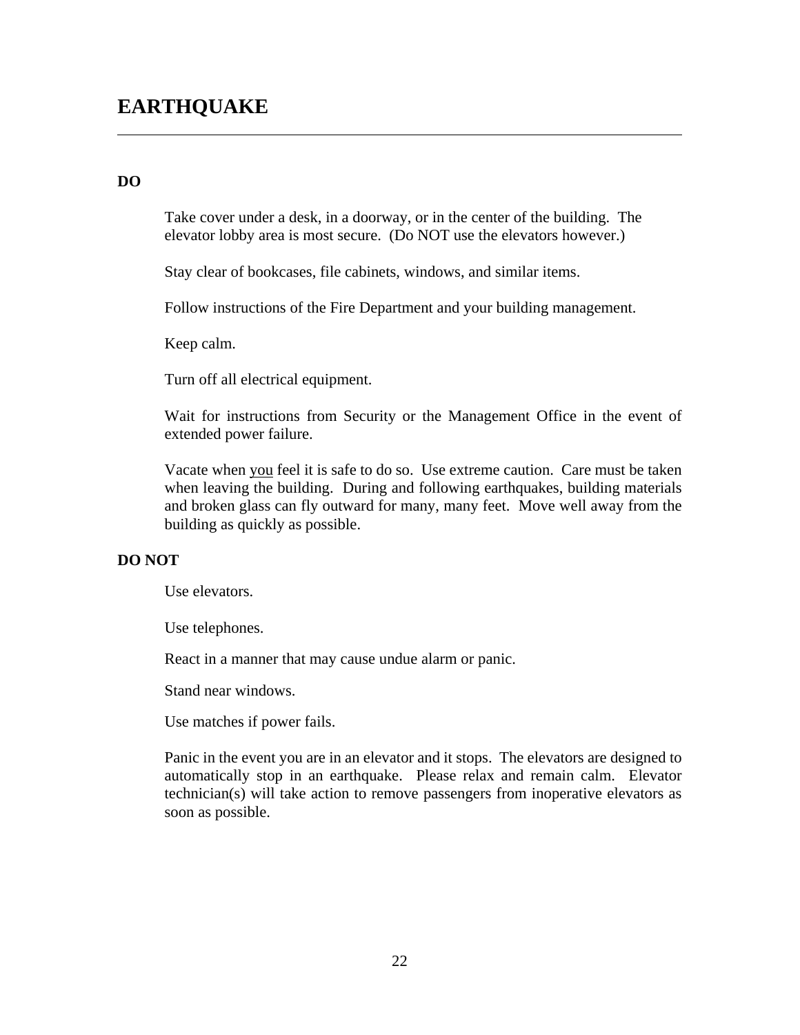# EARTHQUAKE

---

**DO**

Take cover under a desk, in a doorway, or in the center of the building. The elevator lobby area is most secure. (Do NOT use the elevators however.)

Stay clear of bookcases, file cabinets, windows, and similar items.

Follow instructions of the Fire Department and your building management.

Keep calm.

Turn off all electrical equipment.

Wait for instructions from Security or the Management Office in the event of extended power failure.

Vacate when <u>you</u> feel it is safe to do so. Use extreme caution. Care must be taken when leaving the building. During and following earthquakes, building materials and broken glass can fly outward for many, many feet. Move well away from the building as quickly as possible.

**DO NOT**

Use elevators.

Use telephones.

React in a manner that may cause undue alarm or panic.

Stand near windows.

Use matches if power fails.

Panic in the event you are in an elevator and it stops. The elevators are designed to automatically stop in an earthquake. Please relax and remain calm. Elevator technician(s) will take action to remove passengers from inoperative elevators as soon as possible.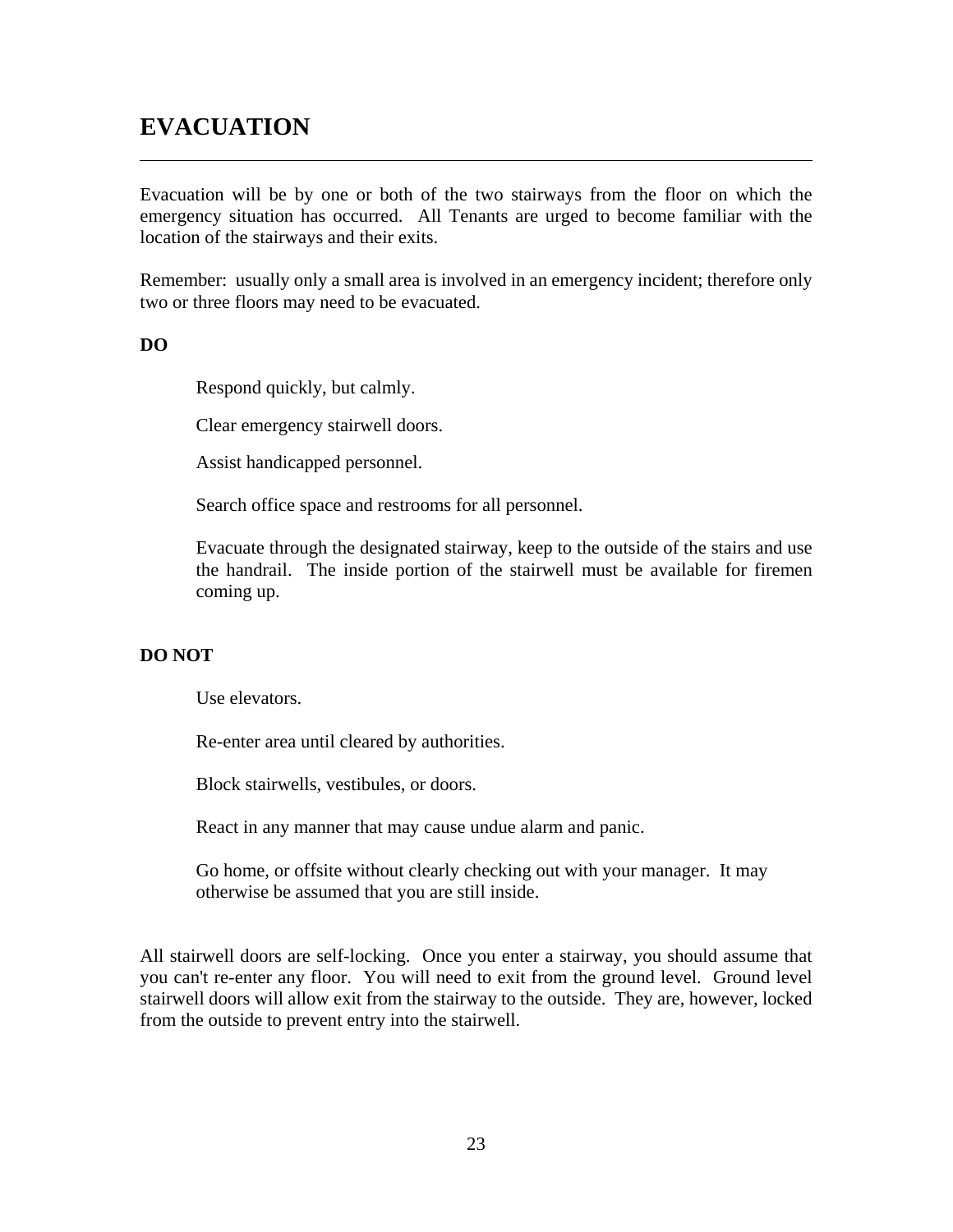# EVACUATION

---

Evacuation will be by one or both of the two stairways from the floor on which the emergency situation has occurred. All Tenants are urged to become familiar with the location of the stairways and their exits.

Remember: usually only a small area is involved in an emergency incident; therefore only two or three floors may need to be evacuated.

**DO**

> Respond quickly, but calmly.
>
> Clear emergency stairwell doors.
>
> Assist handicapped personnel.
>
> Search office space and restrooms for all personnel.
>
> Evacuate through the designated stairway, keep to the outside of the stairs and use the handrail. The inside portion of the stairwell must be available for firemen coming up.

**DO NOT**

> Use elevators.
>
> Re-enter area until cleared by authorities.
>
> Block stairwells, vestibules, or doors.
>
> React in any manner that may cause undue alarm and panic.
>
> Go home, or offsite without clearly checking out with your manager. It may otherwise be assumed that you are still inside.

All stairwell doors are self-locking. Once you enter a stairway, you should assume that you can't re-enter any floor. You will need to exit from the ground level. Ground level stairwell doors will allow exit from the stairway to the outside. They are, however, locked from the outside to prevent entry into the stairwell.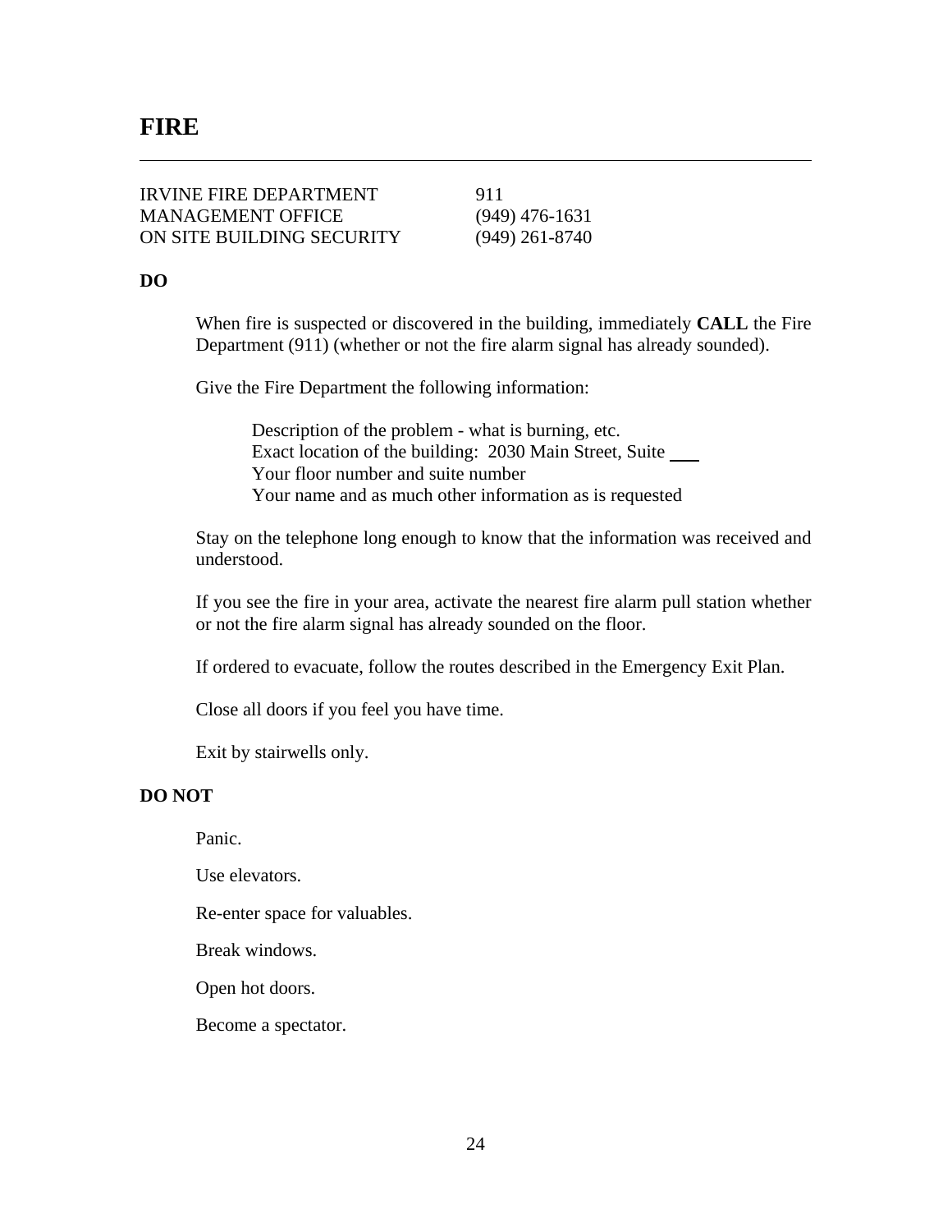# FIRE

---

| | |
|---|---|
| IRVINE FIRE DEPARTMENT | 911 |
| MANAGEMENT OFFICE | (949) 476-1631 |
| ON SITE BUILDING SECURITY | (949) 261-8740 |

**DO**

When fire is suspected or discovered in the building, immediately **CALL** the Fire Department (911) (whether or not the fire alarm signal has already sounded).

Give the Fire Department the following information:

> Description of the problem - what is burning, etc.
> Exact location of the building: 2030 Main Street, Suite ___
> Your floor number and suite number
> Your name and as much other information as is requested

Stay on the telephone long enough to know that the information was received and understood.

If you see the fire in your area, activate the nearest fire alarm pull station whether or not the fire alarm signal has already sounded on the floor.

If ordered to evacuate, follow the routes described in the Emergency Exit Plan.

Close all doors if you feel you have time.

Exit by stairwells only.

**DO NOT**

Panic.

Use elevators.

Re-enter space for valuables.

Break windows.

Open hot doors.

Become a spectator.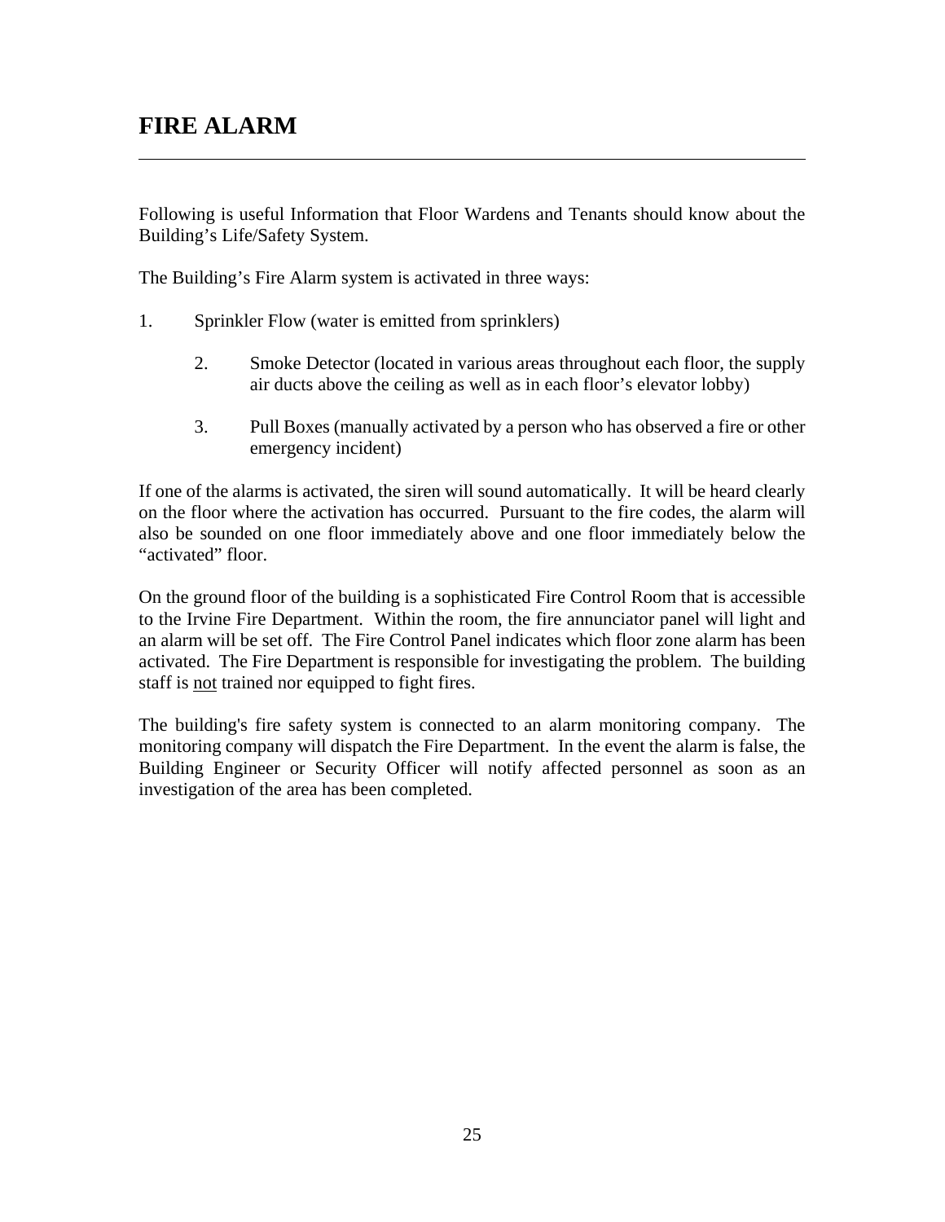# FIRE ALARM

---

Following is useful Information that Floor Wardens and Tenants should know about the Building's Life/Safety System.

The Building's Fire Alarm system is activated in three ways:

1. Sprinkler Flow (water is emitted from sprinklers)

2. Smoke Detector (located in various areas throughout each floor, the supply air ducts above the ceiling as well as in each floor's elevator lobby)

3. Pull Boxes (manually activated by a person who has observed a fire or other emergency incident)

If one of the alarms is activated, the siren will sound automatically. It will be heard clearly on the floor where the activation has occurred. Pursuant to the fire codes, the alarm will also be sounded on one floor immediately above and one floor immediately below the "activated" floor.

On the ground floor of the building is a sophisticated Fire Control Room that is accessible to the Irvine Fire Department. Within the room, the fire annunciator panel will light and an alarm will be set off. The Fire Control Panel indicates which floor zone alarm has been activated. The Fire Department is responsible for investigating the problem. The building staff is <u>not</u> trained nor equipped to fight fires.

The building's fire safety system is connected to an alarm monitoring company. The monitoring company will dispatch the Fire Department. In the event the alarm is false, the Building Engineer or Security Officer will notify affected personnel as soon as an investigation of the area has been completed.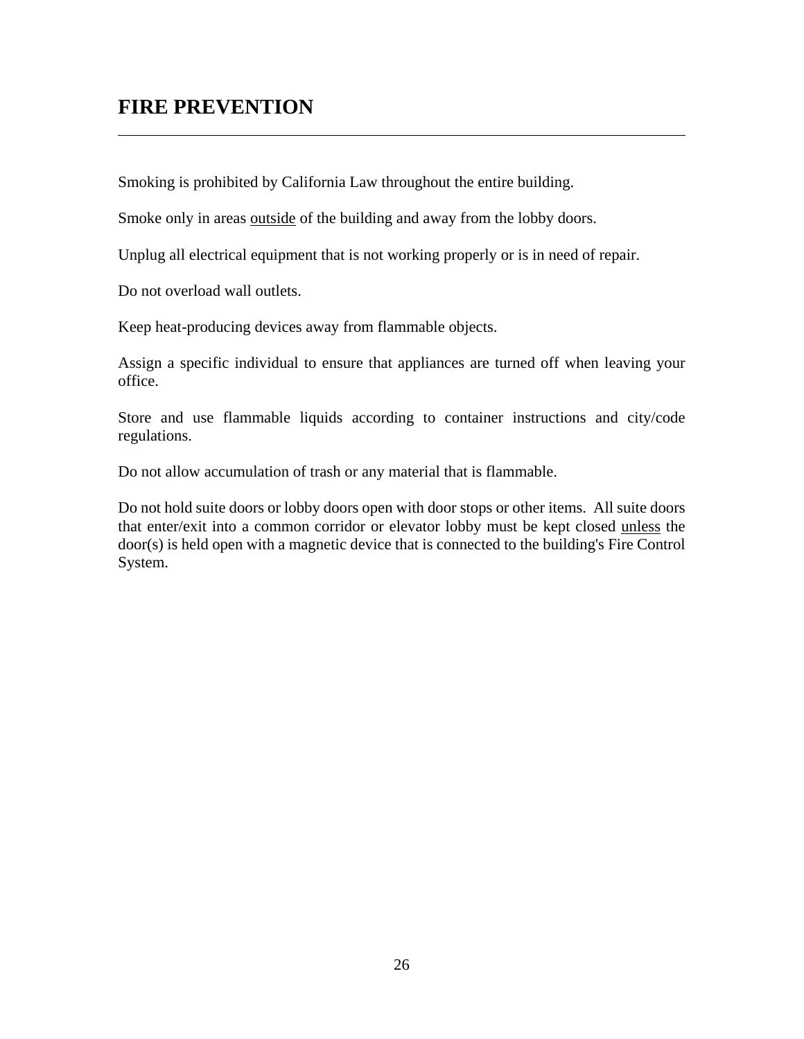# FIRE PREVENTION

---

Smoking is prohibited by California Law throughout the entire building.

Smoke only in areas <u>outside</u> of the building and away from the lobby doors.

Unplug all electrical equipment that is not working properly or is in need of repair.

Do not overload wall outlets.

Keep heat-producing devices away from flammable objects.

Assign a specific individual to ensure that appliances are turned off when leaving your office.

Store and use flammable liquids according to container instructions and city/code regulations.

Do not allow accumulation of trash or any material that is flammable.

Do not hold suite doors or lobby doors open with door stops or other items. All suite doors that enter/exit into a common corridor or elevator lobby must be kept closed <u>unless</u> the door(s) is held open with a magnetic device that is connected to the building's Fire Control System.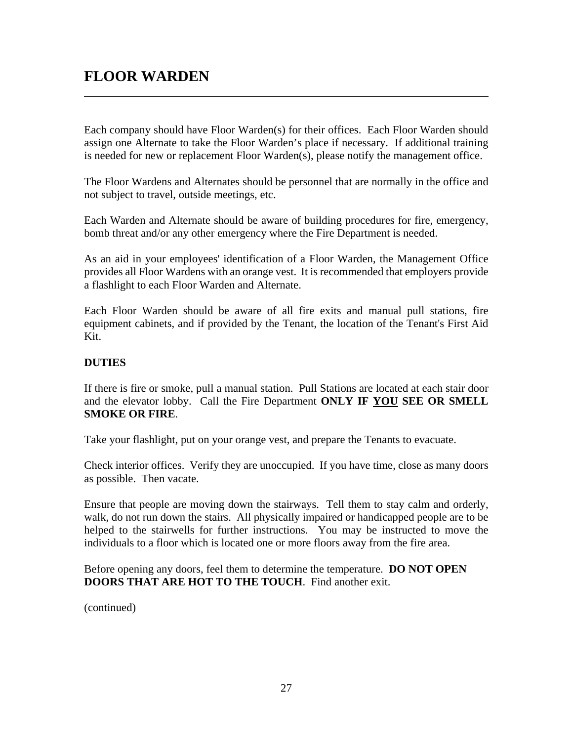# FLOOR WARDEN

---

Each company should have Floor Warden(s) for their offices. Each Floor Warden should assign one Alternate to take the Floor Warden's place if necessary. If additional training is needed for new or replacement Floor Warden(s), please notify the management office.

The Floor Wardens and Alternates should be personnel that are normally in the office and not subject to travel, outside meetings, etc.

Each Warden and Alternate should be aware of building procedures for fire, emergency, bomb threat and/or any other emergency where the Fire Department is needed.

As an aid in your employees' identification of a Floor Warden, the Management Office provides all Floor Wardens with an orange vest. It is recommended that employers provide a flashlight to each Floor Warden and Alternate.

Each Floor Warden should be aware of all fire exits and manual pull stations, fire equipment cabinets, and if provided by the Tenant, the location of the Tenant's First Aid Kit.

**DUTIES**

If there is fire or smoke, pull a manual station. Pull Stations are located at each stair door and the elevator lobby. Call the Fire Department **ONLY IF <u>YOU</u> SEE OR SMELL SMOKE OR FIRE**.

Take your flashlight, put on your orange vest, and prepare the Tenants to evacuate.

Check interior offices. Verify they are unoccupied. If you have time, close as many doors as possible. Then vacate.

Ensure that people are moving down the stairways. Tell them to stay calm and orderly, walk, do not run down the stairs. All physically impaired or handicapped people are to be helped to the stairwells for further instructions. You may be instructed to move the individuals to a floor which is located one or more floors away from the fire area.

Before opening any doors, feel them to determine the temperature. **DO NOT OPEN DOORS THAT ARE HOT TO THE TOUCH**. Find another exit.

(continued)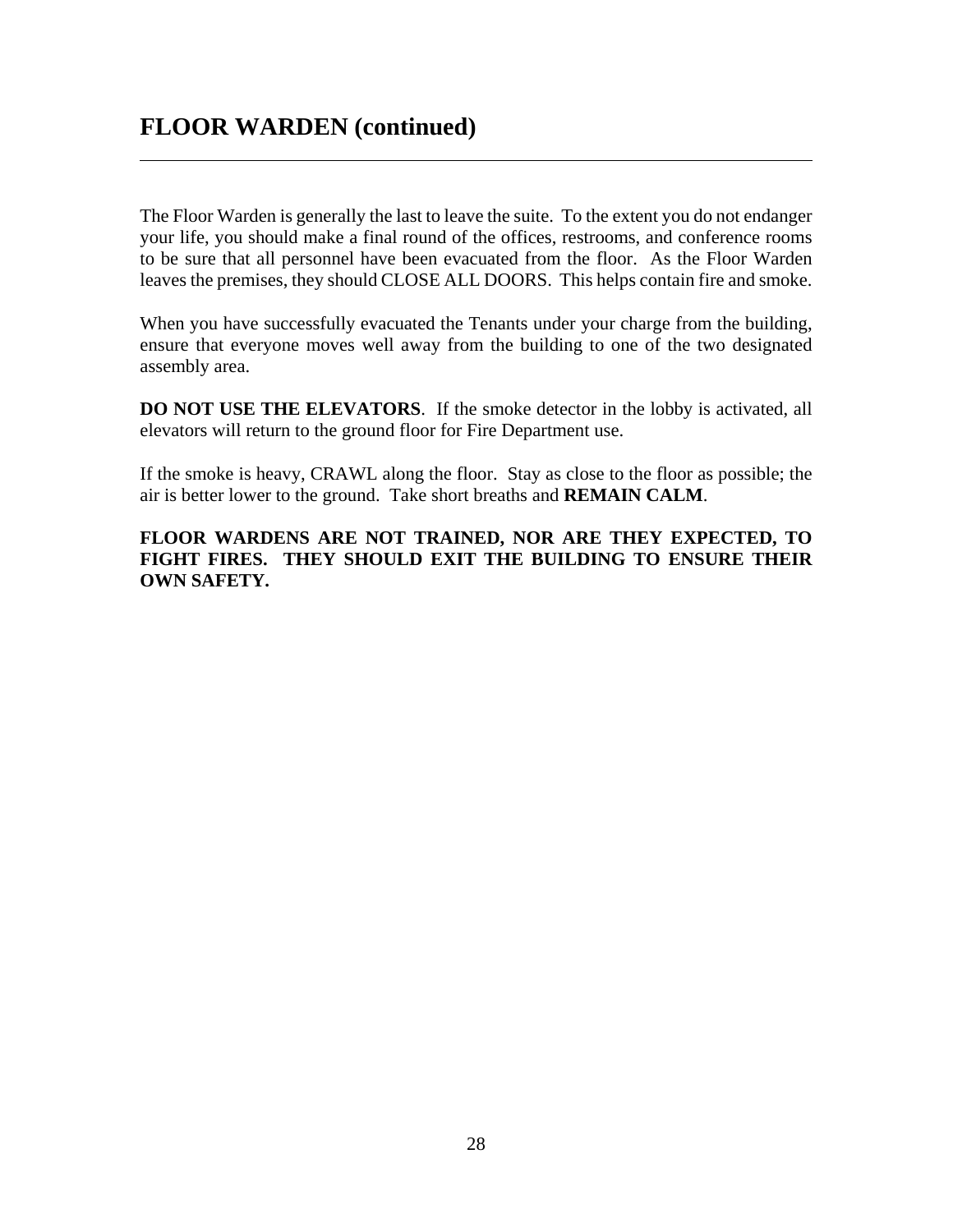# FLOOR WARDEN (continued)

---

The Floor Warden is generally the last to leave the suite. To the extent you do not endanger your life, you should make a final round of the offices, restrooms, and conference rooms to be sure that all personnel have been evacuated from the floor. As the Floor Warden leaves the premises, they should CLOSE ALL DOORS. This helps contain fire and smoke.

When you have successfully evacuated the Tenants under your charge from the building, ensure that everyone moves well away from the building to one of the two designated assembly area.

**DO NOT USE THE ELEVATORS**. If the smoke detector in the lobby is activated, all elevators will return to the ground floor for Fire Department use.

If the smoke is heavy, CRAWL along the floor. Stay as close to the floor as possible; the air is better lower to the ground. Take short breaths and **REMAIN CALM**.

**FLOOR WARDENS ARE NOT TRAINED, NOR ARE THEY EXPECTED, TO FIGHT FIRES. THEY SHOULD EXIT THE BUILDING TO ENSURE THEIR OWN SAFETY.**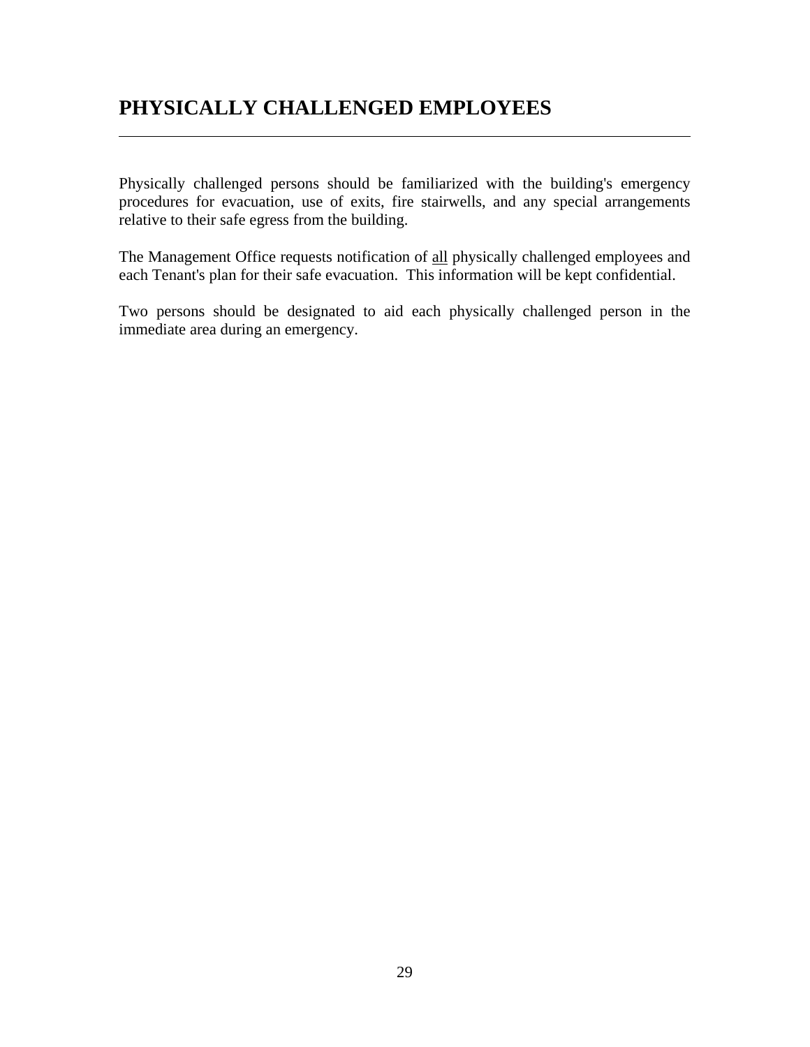# PHYSICALLY CHALLENGED EMPLOYEES

---

Physically challenged persons should be familiarized with the building's emergency procedures for evacuation, use of exits, fire stairwells, and any special arrangements relative to their safe egress from the building.

The Management Office requests notification of <u>all</u> physically challenged employees and each Tenant's plan for their safe evacuation. This information will be kept confidential.

Two persons should be designated to aid each physically challenged person in the immediate area during an emergency.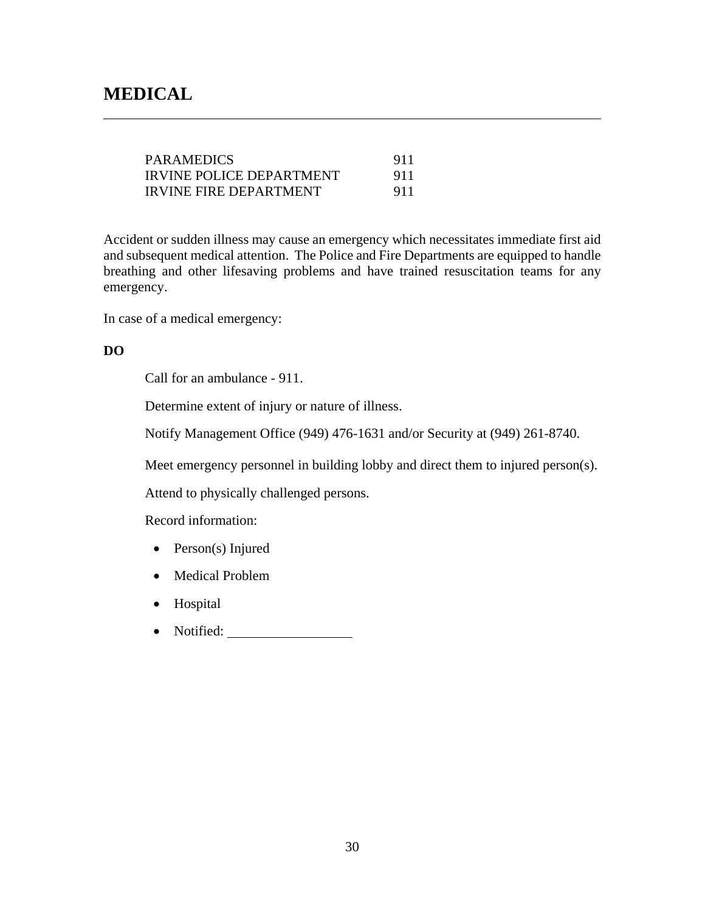# MEDICAL

| | |
|---|---|
| PARAMEDICS | 911 |
| IRVINE POLICE DEPARTMENT | 911 |
| IRVINE FIRE DEPARTMENT | 911 |

Accident or sudden illness may cause an emergency which necessitates immediate first aid and subsequent medical attention. The Police and Fire Departments are equipped to handle breathing and other lifesaving problems and have trained resuscitation teams for any emergency.

In case of a medical emergency:

**DO**

Call for an ambulance - 911.

Determine extent of injury or nature of illness.

Notify Management Office (949) 476-1631 and/or Security at (949) 261-8740.

Meet emergency personnel in building lobby and direct them to injured person(s).

Attend to physically challenged persons.

Record information:

- Person(s) Injured
- Medical Problem
- Hospital
- Notified: ___________________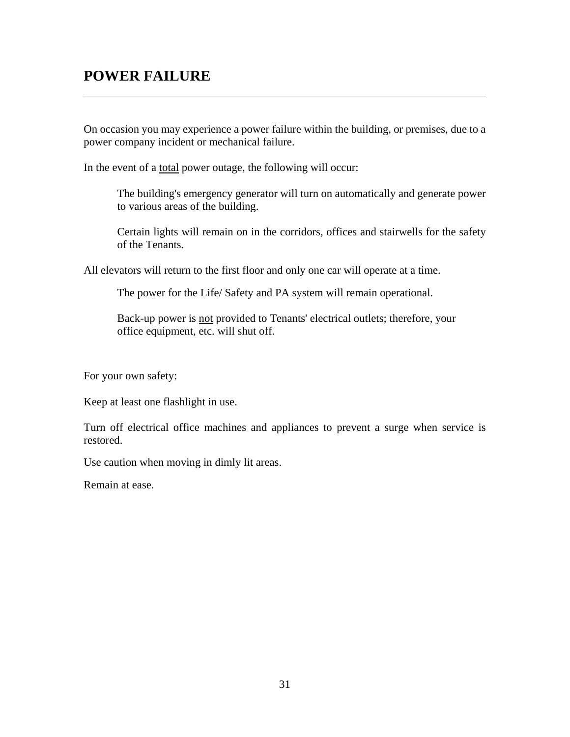# POWER FAILURE

---

On occasion you may experience a power failure within the building, or premises, due to a power company incident or mechanical failure.

In the event of a <u>total</u> power outage, the following will occur:

> The building's emergency generator will turn on automatically and generate power to various areas of the building.
>
> Certain lights will remain on in the corridors, offices and stairwells for the safety of the Tenants.

All elevators will return to the first floor and only one car will operate at a time.

> The power for the Life/ Safety and PA system will remain operational.
>
> Back-up power is <u>not</u> provided to Tenants' electrical outlets; therefore, your office equipment, etc. will shut off.

For your own safety:

Keep at least one flashlight in use.

Turn off electrical office machines and appliances to prevent a surge when service is restored.

Use caution when moving in dimly lit areas.

Remain at ease.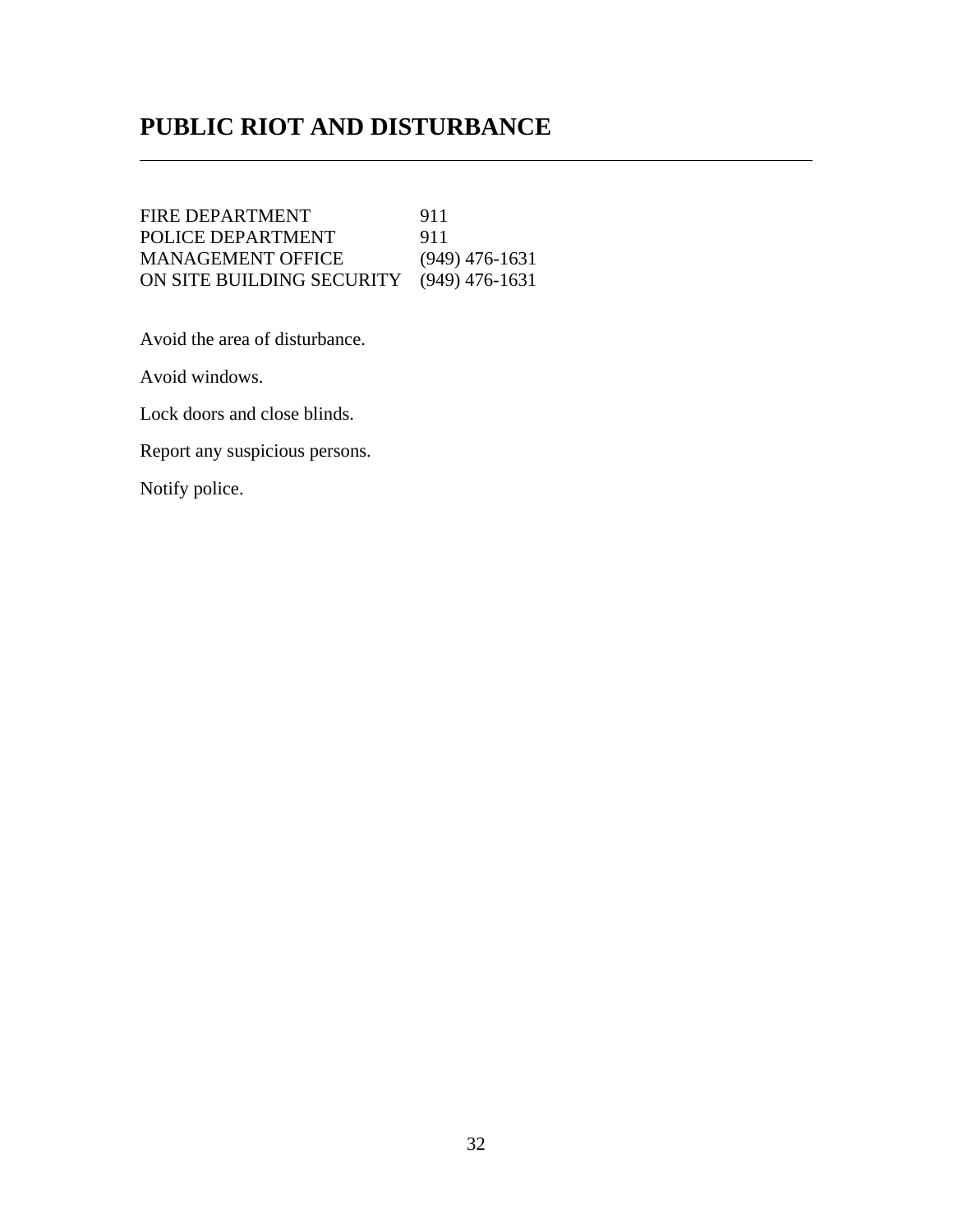# PUBLIC RIOT AND DISTURBANCE

| | |
|---|---|
| FIRE DEPARTMENT | 911 |
| POLICE DEPARTMENT | 911 |
| MANAGEMENT OFFICE | (949) 476-1631 |
| ON SITE BUILDING SECURITY | (949) 476-1631 |

Avoid the area of disturbance.

Avoid windows.

Lock doors and close blinds.

Report any suspicious persons.

Notify police.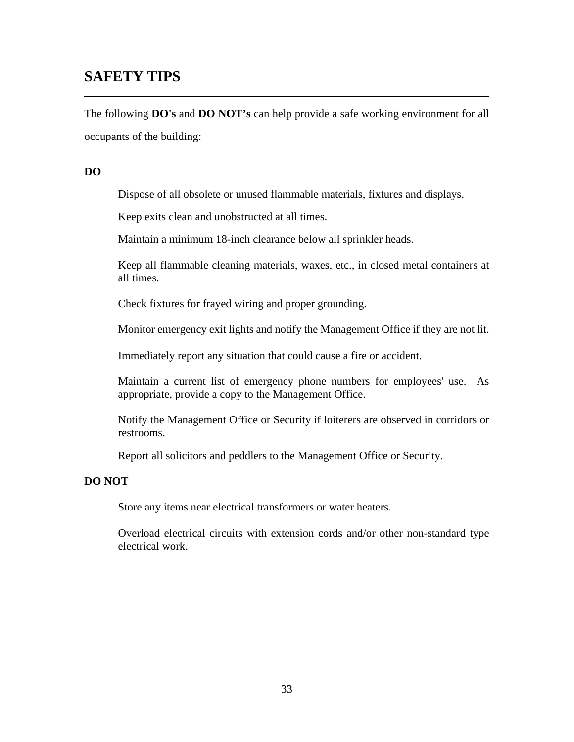## SAFETY TIPS

---

The following **DO's** and **DO NOT's** can help provide a safe working environment for all occupants of the building:

**DO**

Dispose of all obsolete or unused flammable materials, fixtures and displays.

Keep exits clean and unobstructed at all times.

Maintain a minimum 18-inch clearance below all sprinkler heads.

Keep all flammable cleaning materials, waxes, etc., in closed metal containers at all times.

Check fixtures for frayed wiring and proper grounding.

Monitor emergency exit lights and notify the Management Office if they are not lit.

Immediately report any situation that could cause a fire or accident.

Maintain a current list of emergency phone numbers for employees' use. As appropriate, provide a copy to the Management Office.

Notify the Management Office or Security if loiterers are observed in corridors or restrooms.

Report all solicitors and peddlers to the Management Office or Security.

**DO NOT**

Store any items near electrical transformers or water heaters.

Overload electrical circuits with extension cords and/or other non-standard type electrical work.